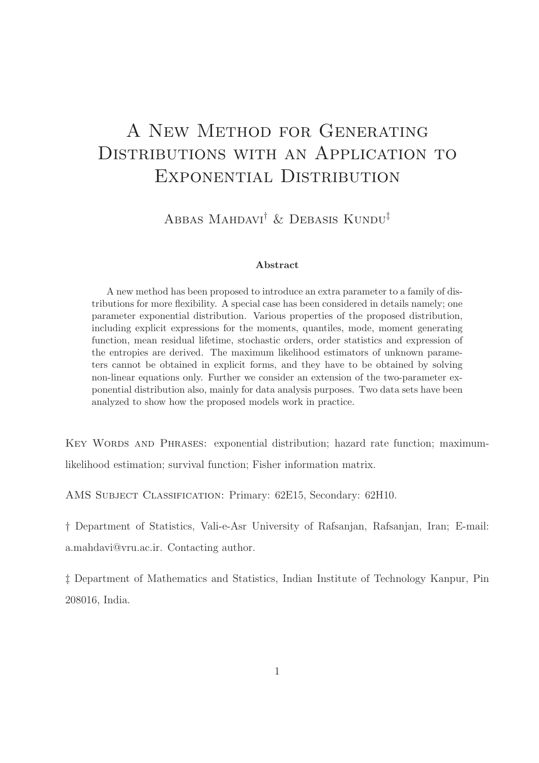# A New Method for Generating Distributions with an Application to Exponential Distribution

Abbas Mahdavi[†] & Debasis Kundu[‡]

**Abstract**

A new method has been proposed to introduce an extra parameter to a family of distributions for more flexibility. A special case has been considered in details namely; one parameter exponential distribution. Various properties of the proposed distribution, including explicit expressions for the moments, quantiles, mode, moment generating function, mean residual lifetime, stochastic orders, order statistics and expression of the entropies are derived. The maximum likelihood estimators of unknown parameters cannot be obtained in explicit forms, and they have to be obtained by solving non-linear equations only. Further we consider an extension of the two-parameter exponential distribution also, mainly for data analysis purposes. Two data sets have been analyzed to show how the proposed models work in practice.

Key Words and Phrases: exponential distribution; hazard rate function; maximum-likelihood estimation; survival function; Fisher information matrix.

AMS Subject Classification: Primary: 62E15, Secondary: 62H10.

† Department of Statistics, Vali-e-Asr University of Rafsanjan, Rafsanjan, Iran; E-mail: a.mahdavi@vru.ac.ir. Contacting author.

‡ Department of Mathematics and Statistics, Indian Institute of Technology Kanpur, Pin 208016, India.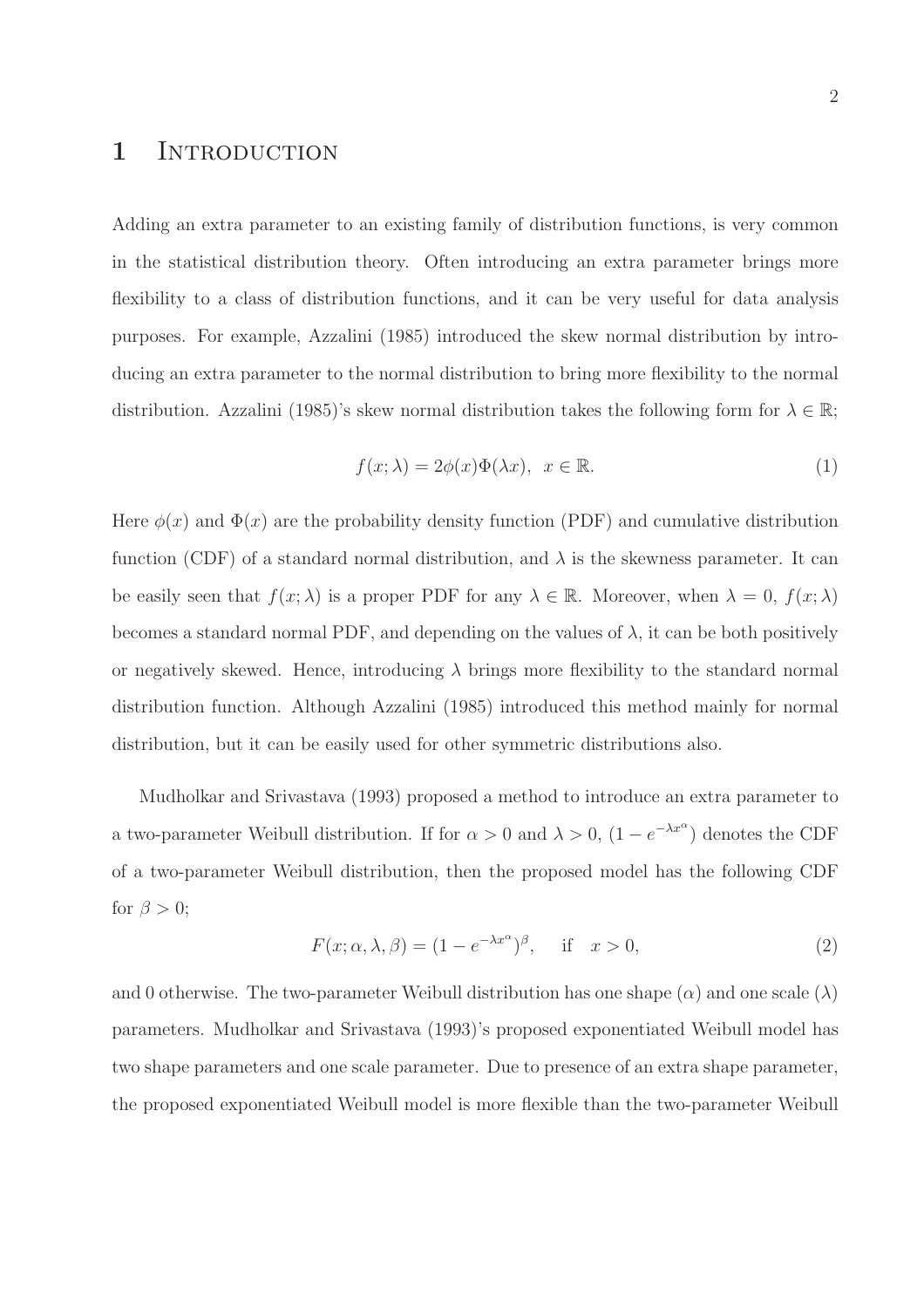# 1 Introduction

Adding an extra parameter to an existing family of distribution functions, is very common in the statistical distribution theory. Often introducing an extra parameter brings more flexibility to a class of distribution functions, and it can be very useful for data analysis purposes. For example, Azzalini (1985) introduced the skew normal distribution by introducing an extra parameter to the normal distribution to bring more flexibility to the normal distribution. Azzalini (1985)'s skew normal distribution takes the following form for $\lambda \in \mathbb{R}$;

$$f(x; \lambda) = 2\phi(x)\Phi(\lambda x), \;\; x \in \mathbb{R}. \tag{1}$$

Here $\phi(x)$ and $\Phi(x)$ are the probability density function (PDF) and cumulative distribution function (CDF) of a standard normal distribution, and $\lambda$ is the skewness parameter. It can be easily seen that $f(x; \lambda)$ is a proper PDF for any $\lambda \in \mathbb{R}$. Moreover, when $\lambda = 0$, $f(x; \lambda)$ becomes a standard normal PDF, and depending on the values of $\lambda$, it can be both positively or negatively skewed. Hence, introducing $\lambda$ brings more flexibility to the standard normal distribution function. Although Azzalini (1985) introduced this method mainly for normal distribution, but it can be easily used for other symmetric distributions also.

Mudholkar and Srivastava (1993) proposed a method to introduce an extra parameter to a two-parameter Weibull distribution. If for $\alpha > 0$ and $\lambda > 0$, $(1 - e^{-\lambda x^{\alpha}})$ denotes the CDF of a two-parameter Weibull distribution, then the proposed model has the following CDF for $\beta > 0$;

$$F(x; \alpha, \lambda, \beta) = (1 - e^{-\lambda x^{\alpha}})^{\beta}, \quad \text{if} \quad x > 0, \tag{2}$$

and 0 otherwise. The two-parameter Weibull distribution has one shape ($\alpha$) and one scale ($\lambda$) parameters. Mudholkar and Srivastava (1993)'s proposed exponentiated Weibull model has two shape parameters and one scale parameter. Due to presence of an extra shape parameter, the proposed exponentiated Weibull model is more flexible than the two-parameter Weibull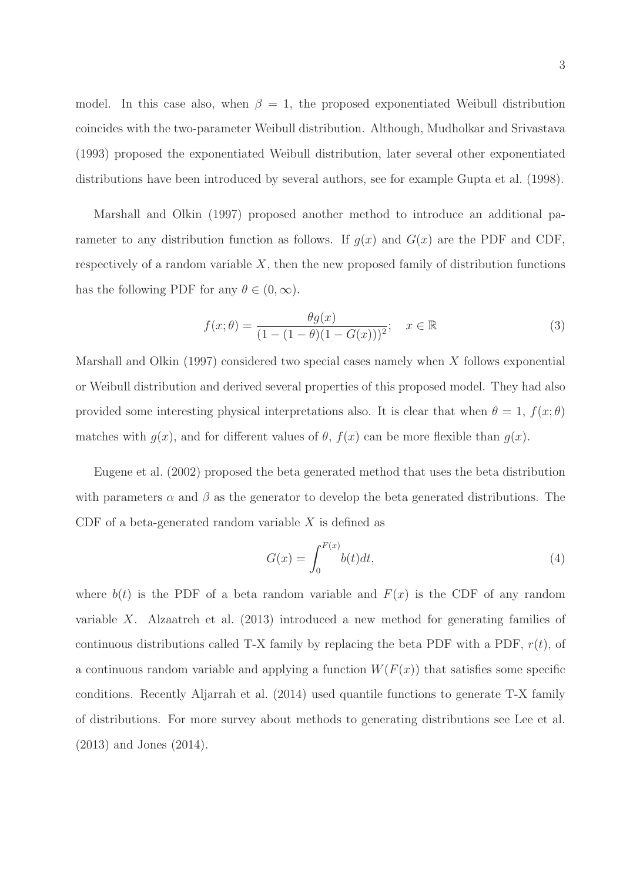model. In this case also, when $\beta = 1$, the proposed exponentiated Weibull distribution coincides with the two-parameter Weibull distribution. Although, Mudholkar and Srivastava (1993) proposed the exponentiated Weibull distribution, later several other exponentiated distributions have been introduced by several authors, see for example Gupta et al. (1998).

Marshall and Olkin (1997) proposed another method to introduce an additional parameter to any distribution function as follows. If $g(x)$ and $G(x)$ are the PDF and CDF, respectively of a random variable $X$, then the new proposed family of distribution functions has the following PDF for any $\theta \in (0, \infty)$.

$$f(x;\theta) = \frac{\theta g(x)}{(1 - (1-\theta)(1 - G(x)))^2}; \quad x \in \mathbb{R} \tag{3}$$

Marshall and Olkin (1997) considered two special cases namely when $X$ follows exponential or Weibull distribution and derived several properties of this proposed model. They had also provided some interesting physical interpretations also. It is clear that when $\theta = 1$, $f(x;\theta)$ matches with $g(x)$, and for different values of $\theta$, $f(x)$ can be more flexible than $g(x)$.

Eugene et al. (2002) proposed the beta generated method that uses the beta distribution with parameters $\alpha$ and $\beta$ as the generator to develop the beta generated distributions. The CDF of a beta-generated random variable $X$ is defined as

$$G(x) = \int_0^{F(x)} b(t)dt, \tag{4}$$

where $b(t)$ is the PDF of a beta random variable and $F(x)$ is the CDF of any random variable $X$. Alzaatreh et al. (2013) introduced a new method for generating families of continuous distributions called T-X family by replacing the beta PDF with a PDF, $r(t)$, of a continuous random variable and applying a function $W(F(x))$ that satisfies some specific conditions. Recently Aljarrah et al. (2014) used quantile functions to generate T-X family of distributions. For more survey about methods to generating distributions see Lee et al. (2013) and Jones (2014).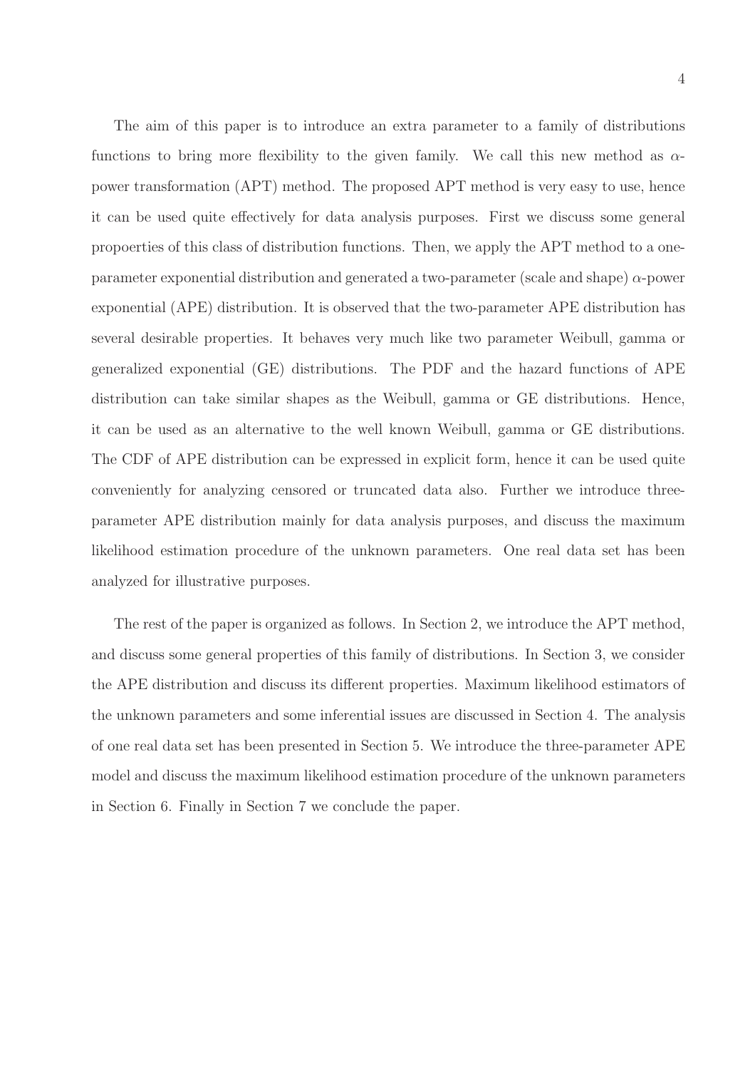The aim of this paper is to introduce an extra parameter to a family of distributions functions to bring more flexibility to the given family. We call this new method as $\alpha$-power transformation (APT) method. The proposed APT method is very easy to use, hence it can be used quite effectively for data analysis purposes. First we discuss some general propoerties of this class of distribution functions. Then, we apply the APT method to a one-parameter exponential distribution and generated a two-parameter (scale and shape) $\alpha$-power exponential (APE) distribution. It is observed that the two-parameter APE distribution has several desirable properties. It behaves very much like two parameter Weibull, gamma or generalized exponential (GE) distributions. The PDF and the hazard functions of APE distribution can take similar shapes as the Weibull, gamma or GE distributions. Hence, it can be used as an alternative to the well known Weibull, gamma or GE distributions. The CDF of APE distribution can be expressed in explicit form, hence it can be used quite conveniently for analyzing censored or truncated data also. Further we introduce three-parameter APE distribution mainly for data analysis purposes, and discuss the maximum likelihood estimation procedure of the unknown parameters. One real data set has been analyzed for illustrative purposes.

The rest of the paper is organized as follows. In Section 2, we introduce the APT method, and discuss some general properties of this family of distributions. In Section 3, we consider the APE distribution and discuss its different properties. Maximum likelihood estimators of the unknown parameters and some inferential issues are discussed in Section 4. The analysis of one real data set has been presented in Section 5. We introduce the three-parameter APE model and discuss the maximum likelihood estimation procedure of the unknown parameters in Section 6. Finally in Section 7 we conclude the paper.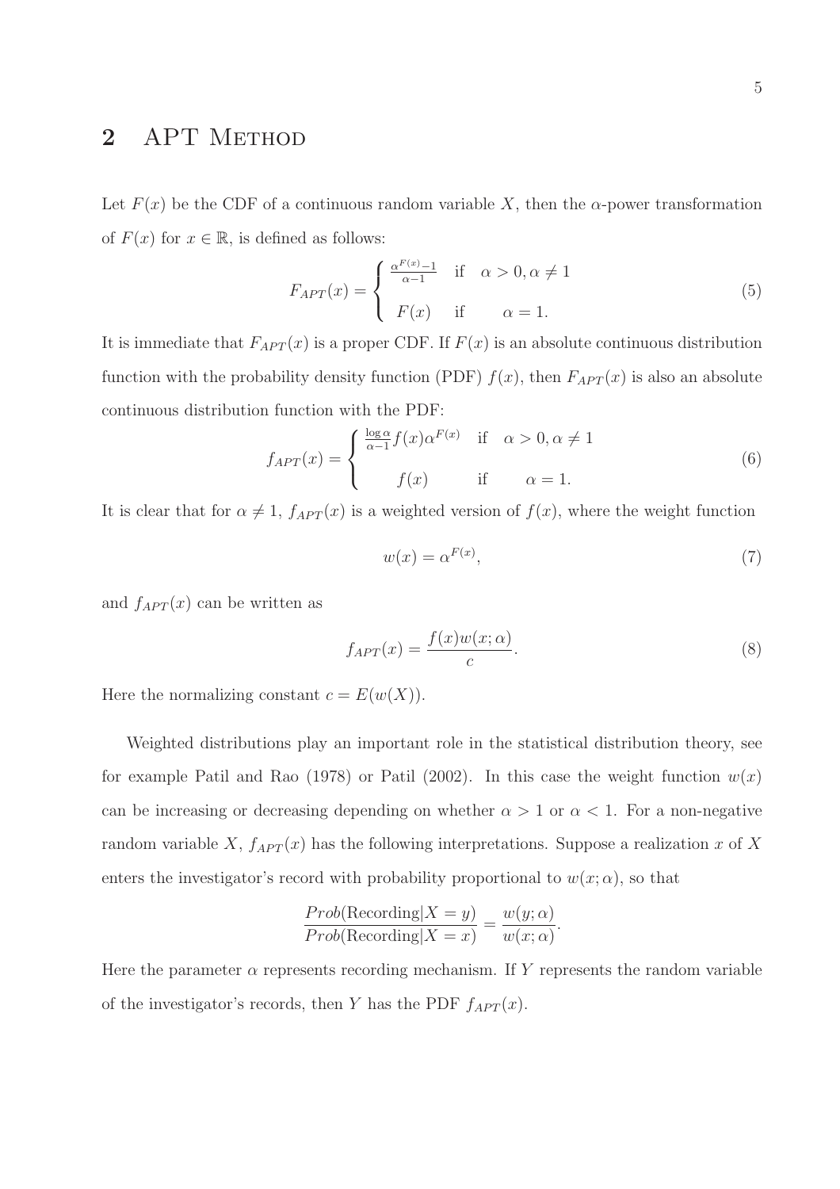## 2 APT Method

Let $F(x)$ be the CDF of a continuous random variable $X$, then the $\alpha$-power transformation of $F(x)$ for $x \in \mathbb{R}$, is defined as follows:

$$F_{APT}(x) = \begin{cases} \frac{\alpha^{F(x)}-1}{\alpha-1} & \text{if} \quad \alpha > 0, \alpha \neq 1 \\ F(x) & \text{if} \quad \alpha = 1. \end{cases} \tag{5}$$

It is immediate that $F_{APT}(x)$ is a proper CDF. If $F(x)$ is an absolute continuous distribution function with the probability density function (PDF) $f(x)$, then $F_{APT}(x)$ is also an absolute continuous distribution function with the PDF:

$$f_{APT}(x) = \begin{cases} \frac{\log \alpha}{\alpha-1} f(x) \alpha^{F(x)} & \text{if} \quad \alpha > 0, \alpha \neq 1 \\ f(x) & \text{if} \quad \alpha = 1. \end{cases} \tag{6}$$

It is clear that for $\alpha \neq 1$, $f_{APT}(x)$ is a weighted version of $f(x)$, where the weight function

$$w(x) = \alpha^{F(x)}, \tag{7}$$

and $f_{APT}(x)$ can be written as

$$f_{APT}(x) = \frac{f(x) w(x;\alpha)}{c}. \tag{8}$$

Here the normalizing constant $c = E(w(X))$.

Weighted distributions play an important role in the statistical distribution theory, see for example Patil and Rao (1978) or Patil (2002). In this case the weight function $w(x)$ can be increasing or decreasing depending on whether $\alpha > 1$ or $\alpha < 1$. For a non-negative random variable $X$, $f_{APT}(x)$ has the following interpretations. Suppose a realization $x$ of $X$ enters the investigator's record with probability proportional to $w(x;\alpha)$, so that

$$\frac{Prob(\text{Recording}|X = y)}{Prob(\text{Recording}|X = x)} = \frac{w(y;\alpha)}{w(x;\alpha)}.$$

Here the parameter $\alpha$ represents recording mechanism. If $Y$ represents the random variable of the investigator's records, then $Y$ has the PDF $f_{APT}(x)$.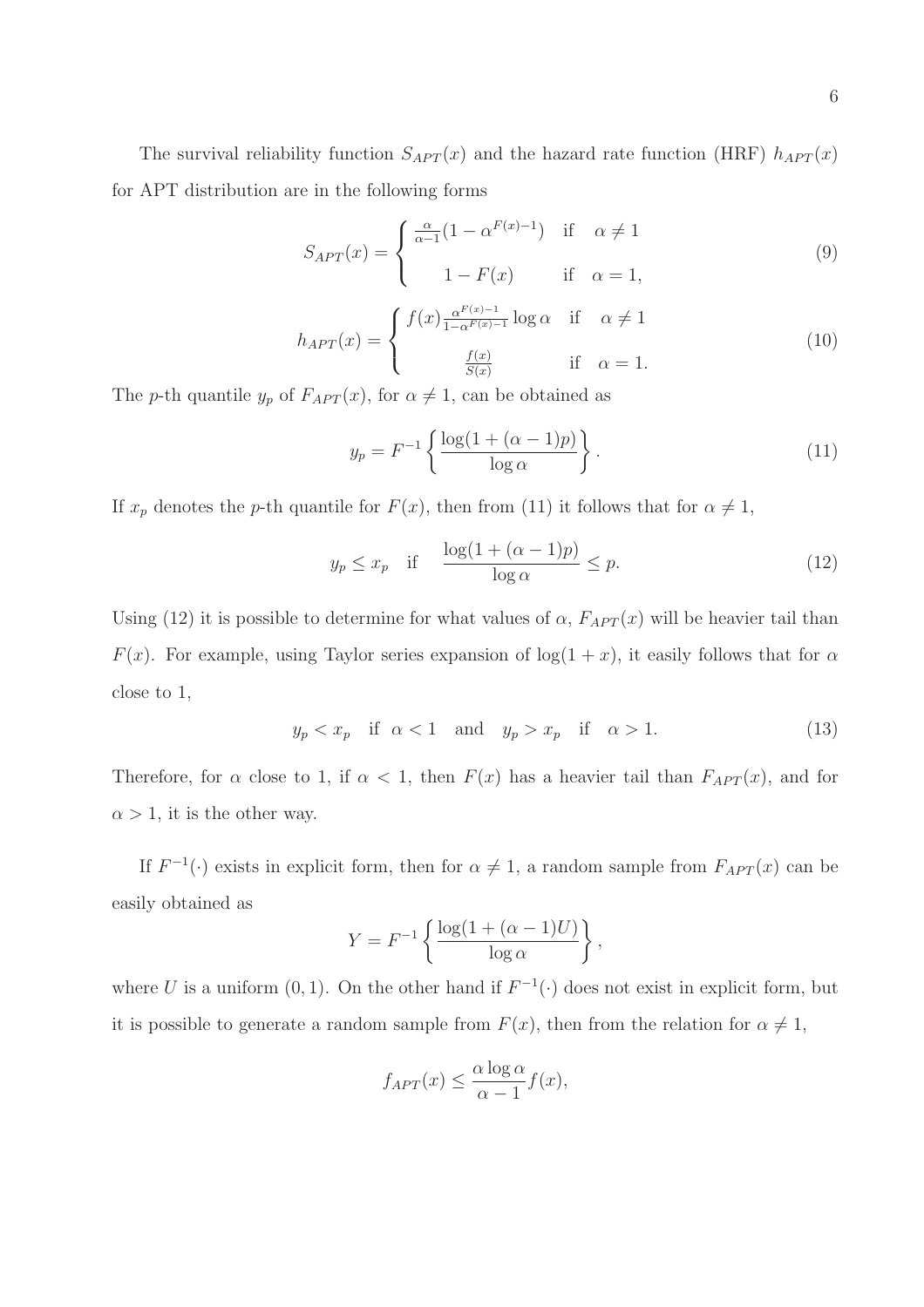The survival reliability function $S_{APT}(x)$ and the hazard rate function (HRF) $h_{APT}(x)$ for APT distribution are in the following forms

$$S_{APT}(x) = \begin{cases} \frac{\alpha}{\alpha-1}(1-\alpha^{F(x)-1}) & \text{if} \quad \alpha \neq 1 \\ 1-F(x) & \text{if} \quad \alpha = 1, \end{cases} \tag{9}$$

$$h_{APT}(x) = \begin{cases} f(x)\frac{\alpha^{F(x)-1}}{1-\alpha^{F(x)-1}}\log\alpha & \text{if} \quad \alpha \neq 1 \\ \frac{f(x)}{S(x)} & \text{if} \quad \alpha = 1. \end{cases} \tag{10}$$

The $p$-th quantile $y_p$ of $F_{APT}(x)$, for $\alpha \neq 1$, can be obtained as

$$y_p = F^{-1}\left\{\frac{\log(1+(\alpha-1)p)}{\log\alpha}\right\}. \tag{11}$$

If $x_p$ denotes the $p$-th quantile for $F(x)$, then from (11) it follows that for $\alpha \neq 1$,

$$y_p \leq x_p \quad \text{if} \quad \frac{\log(1+(\alpha-1)p)}{\log\alpha} \leq p. \tag{12}$$

Using (12) it is possible to determine for what values of $\alpha$, $F_{APT}(x)$ will be heavier tail than $F(x)$. For example, using Taylor series expansion of $\log(1+x)$, it easily follows that for $\alpha$ close to 1,

$$y_p < x_p \quad \text{if} \quad \alpha < 1 \quad \text{and} \quad y_p > x_p \quad \text{if} \quad \alpha > 1. \tag{13}$$

Therefore, for $\alpha$ close to 1, if $\alpha < 1$, then $F(x)$ has a heavier tail than $F_{APT}(x)$, and for $\alpha > 1$, it is the other way.

If $F^{-1}(\cdot)$ exists in explicit form, then for $\alpha \neq 1$, a random sample from $F_{APT}(x)$ can be easily obtained as

$$Y = F^{-1}\left\{\frac{\log(1+(\alpha-1)U)}{\log\alpha}\right\},$$

where $U$ is a uniform $(0,1)$. On the other hand if $F^{-1}(\cdot)$ does not exist in explicit form, but it is possible to generate a random sample from $F(x)$, then from the relation for $\alpha \neq 1$,

$$f_{APT}(x) \leq \frac{\alpha\log\alpha}{\alpha-1}f(x),$$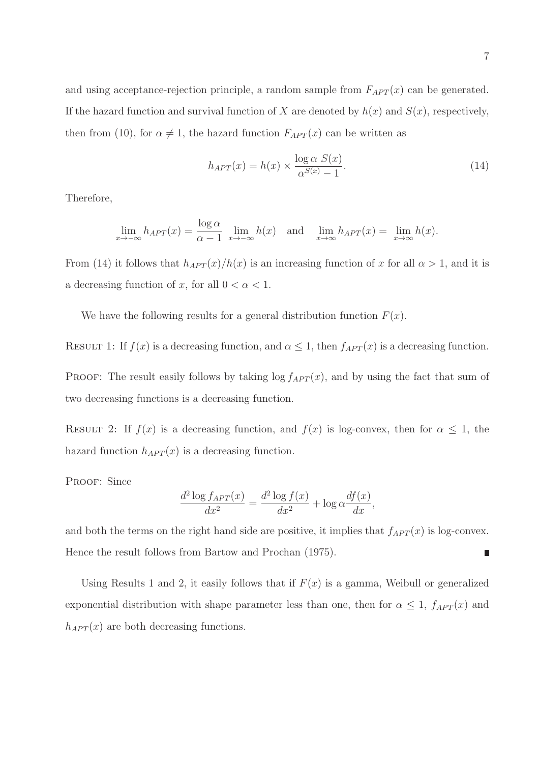and using acceptance-rejection principle, a random sample from $F_{APT}(x)$ can be generated. If the hazard function and survival function of $X$ are denoted by $h(x)$ and $S(x)$, respectively, then from (10), for $\alpha \neq 1$, the hazard function $F_{APT}(x)$ can be written as

$$h_{APT}(x) = h(x) \times \frac{\log \alpha \; S(x)}{\alpha^{S(x)} - 1}. \tag{14}$$

Therefore,

$$\lim_{x \to -\infty} h_{APT}(x) = \frac{\log \alpha}{\alpha - 1} \lim_{x \to -\infty} h(x) \quad \text{and} \quad \lim_{x \to \infty} h_{APT}(x) = \lim_{x \to \infty} h(x).$$

From (14) it follows that $h_{APT}(x)/h(x)$ is an increasing function of $x$ for all $\alpha > 1$, and it is a decreasing function of $x$, for all $0 < \alpha < 1$.

We have the following results for a general distribution function $F(x)$.

RESULT 1: If $f(x)$ is a decreasing function, and $\alpha \leq 1$, then $f_{APT}(x)$ is a decreasing function.

PROOF: The result easily follows by taking $\log f_{APT}(x)$, and by using the fact that sum of two decreasing functions is a decreasing function.

RESULT 2: If $f(x)$ is a decreasing function, and $f(x)$ is log-convex, then for $\alpha \leq 1$, the hazard function $h_{APT}(x)$ is a decreasing function.

PROOF: Since

$$\frac{d^2 \log f_{APT}(x)}{dx^2} = \frac{d^2 \log f(x)}{dx^2} + \log \alpha \frac{df(x)}{dx},$$

and both the terms on the right hand side are positive, it implies that $f_{APT}(x)$ is log-convex. Hence the result follows from Bartow and Prochan (1975). ∎

Using Results 1 and 2, it easily follows that if $F(x)$ is a gamma, Weibull or generalized exponential distribution with shape parameter less than one, then for $\alpha \leq 1$, $f_{APT}(x)$ and $h_{APT}(x)$ are both decreasing functions.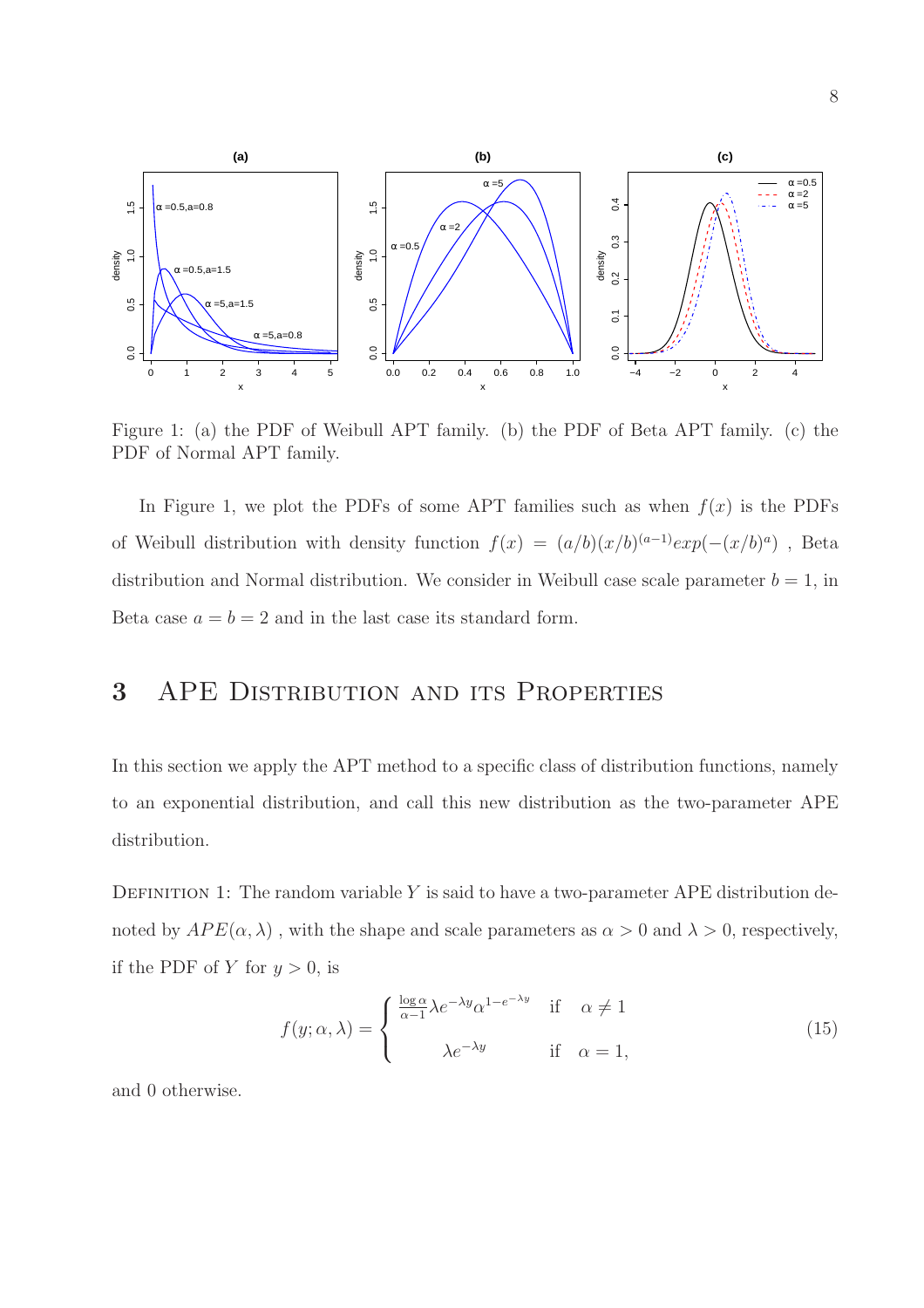Figure 1: (a) the PDF of Weibull APT family. (b) the PDF of Beta APT family. (c) the PDF of Normal APT family.

In Figure 1, we plot the PDFs of some APT families such as when $f(x)$ is the PDFs of Weibull distribution with density function $f(x) = (a/b)(x/b)^{(a-1)}exp(-(x/b)^a)$ , Beta distribution and Normal distribution. We consider in Weibull case scale parameter $b = 1$, in Beta case $a = b = 2$ and in the last case its standard form.

# 3 APE Distribution and its Properties

In this section we apply the APT method to a specific class of distribution functions, namely to an exponential distribution, and call this new distribution as the two-parameter APE distribution.

Definition 1: The random variable $Y$ is said to have a two-parameter APE distribution denoted by $APE(\alpha, \lambda)$ , with the shape and scale parameters as $\alpha > 0$ and $\lambda > 0$, respectively, if the PDF of $Y$ for $y > 0$, is

$$f(y; \alpha, \lambda) = \begin{cases} \frac{\log \alpha}{\alpha - 1} \lambda e^{-\lambda y} \alpha^{1 - e^{-\lambda y}} & \text{if} \quad \alpha \neq 1 \\ \lambda e^{-\lambda y} & \text{if} \quad \alpha = 1, \end{cases} \tag{15}$$

and 0 otherwise.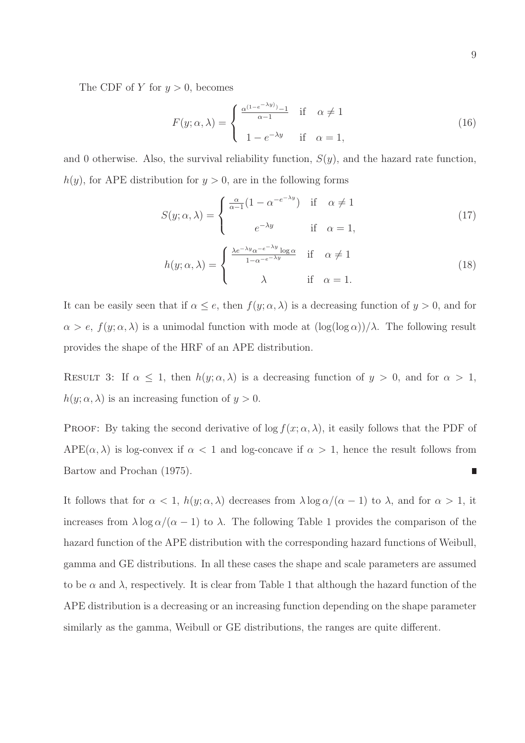The CDF of $Y$ for $y > 0$, becomes

$$F(y; \alpha, \lambda) = \begin{cases} \frac{\alpha^{(1-e^{-\lambda y})} - 1}{\alpha - 1} & \text{if} \quad \alpha \neq 1 \\ 1 - e^{-\lambda y} & \text{if} \quad \alpha = 1, \end{cases} \tag{16}$$

and 0 otherwise. Also, the survival reliability function, $S(y)$, and the hazard rate function, $h(y)$, for APE distribution for $y > 0$, are in the following forms

$$S(y; \alpha, \lambda) = \begin{cases} \frac{\alpha}{\alpha - 1}(1 - \alpha^{-e^{-\lambda y}}) & \text{if} \quad \alpha \neq 1 \\ e^{-\lambda y} & \text{if} \quad \alpha = 1, \end{cases} \tag{17}$$

$$h(y; \alpha, \lambda) = \begin{cases} \frac{\lambda e^{-\lambda y} \alpha^{-e^{-\lambda y}} \log \alpha}{1 - \alpha^{-e^{-\lambda y}}} & \text{if} \quad \alpha \neq 1 \\ \lambda & \text{if} \quad \alpha = 1. \end{cases} \tag{18}$$

It can be easily seen that if $\alpha \leq e$, then $f(y; \alpha, \lambda)$ is a decreasing function of $y > 0$, and for $\alpha > e$, $f(y; \alpha, \lambda)$ is a unimodal function with mode at $(\log(\log \alpha))/\lambda$. The following result provides the shape of the HRF of an APE distribution.

Result 3: If $\alpha \leq 1$, then $h(y; \alpha, \lambda)$ is a decreasing function of $y > 0$, and for $\alpha > 1$, $h(y; \alpha, \lambda)$ is an increasing function of $y > 0$.

Proof: By taking the second derivative of $\log f(x; \alpha, \lambda)$, it easily follows that the PDF of $\text{APE}(\alpha, \lambda)$ is log-convex if $\alpha < 1$ and log-concave if $\alpha > 1$, hence the result follows from Bartow and Prochan (1975). ∎

It follows that for $\alpha < 1$, $h(y; \alpha, \lambda)$ decreases from $\lambda \log \alpha/(\alpha - 1)$ to $\lambda$, and for $\alpha > 1$, it increases from $\lambda \log \alpha/(\alpha - 1)$ to $\lambda$. The following Table 1 provides the comparison of the hazard function of the APE distribution with the corresponding hazard functions of Weibull, gamma and GE distributions. In all these cases the shape and scale parameters are assumed to be $\alpha$ and $\lambda$, respectively. It is clear from Table 1 that although the hazard function of the APE distribution is a decreasing or an increasing function depending on the shape parameter similarly as the gamma, Weibull or GE distributions, the ranges are quite different.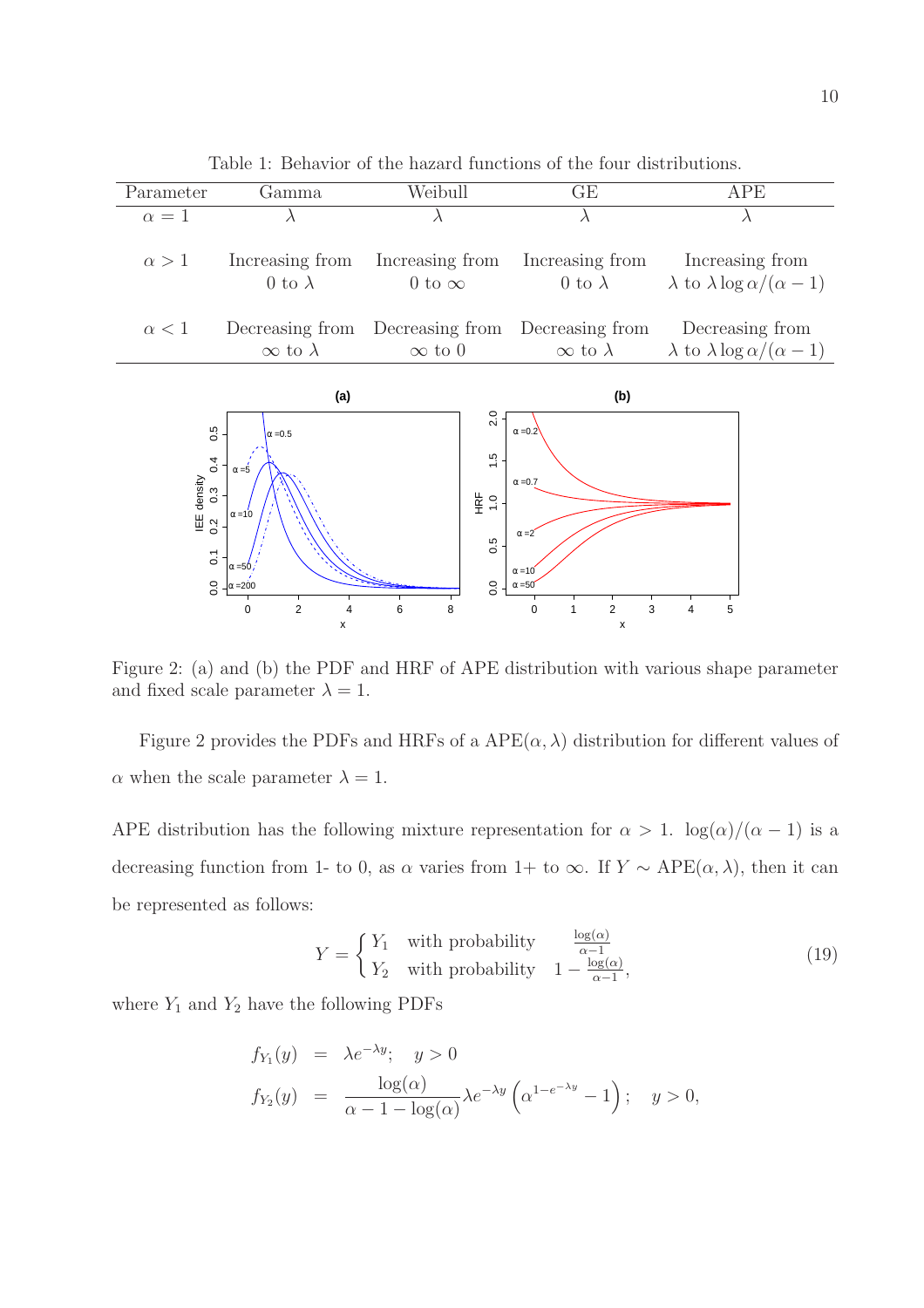Table 1: Behavior of the hazard functions of the four distributions.

| Parameter | Gamma | Weibull | GE | APE |
|---|---|---|---|---|
| $\alpha = 1$ | $\lambda$ | $\lambda$ | $\lambda$ | $\lambda$ |
| $\alpha > 1$ | Increasing from $0$ to $\lambda$ | Increasing from $0$ to $\infty$ | Increasing from $0$ to $\lambda$ | Increasing from $\lambda$ to $\lambda \log \alpha/(\alpha - 1)$ |
| $\alpha < 1$ | Decreasing from $\infty$ to $\lambda$ | Decreasing from $\infty$ to $0$ | Decreasing from $\infty$ to $\lambda$ | Decreasing from $\lambda$ to $\lambda \log \alpha/(\alpha - 1)$ |

Figure 2: (a) and (b) the PDF and HRF of APE distribution with various shape parameter and fixed scale parameter $\lambda = 1$.

Figure 2 provides the PDFs and HRFs of a APE$(\alpha, \lambda)$ distribution for different values of $\alpha$ when the scale parameter $\lambda = 1$.

APE distribution has the following mixture representation for $\alpha > 1$. $\log(\alpha)/(\alpha - 1)$ is a decreasing function from 1- to 0, as $\alpha$ varies from 1+ to $\infty$. If $Y \sim$ APE$(\alpha, \lambda)$, then it can be represented as follows:

$$Y = \begin{cases} Y_1 & \text{with probability} \quad \frac{\log(\alpha)}{\alpha-1} \\ Y_2 & \text{with probability} \quad 1 - \frac{\log(\alpha)}{\alpha-1}, \end{cases} \tag{19}$$

where $Y_1$ and $Y_2$ have the following PDFs

$$\begin{aligned} f_{Y_1}(y) &= \lambda e^{-\lambda y}; \quad y > 0 \\ f_{Y_2}(y) &= \frac{\log(\alpha)}{\alpha - 1 - \log(\alpha)} \lambda e^{-\lambda y} \left( \alpha^{1-e^{-\lambda y}} - 1 \right); \quad y > 0, \end{aligned}$$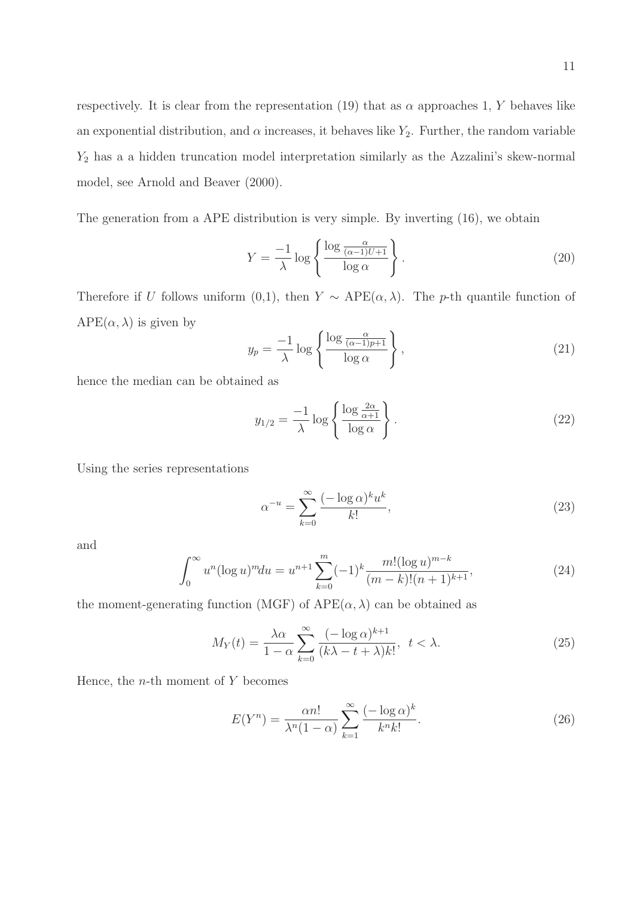respectively. It is clear from the representation (19) that as $\alpha$ approaches 1, $Y$ behaves like an exponential distribution, and $\alpha$ increases, it behaves like $Y_2$. Further, the random variable $Y_2$ has a a hidden truncation model interpretation similarly as the Azzalini's skew-normal model, see Arnold and Beaver (2000).

The generation from a APE distribution is very simple. By inverting (16), we obtain

$$Y = \frac{-1}{\lambda} \log \left\{ \frac{\log \frac{\alpha}{(\alpha-1)U+1}}{\log \alpha} \right\}. \tag{20}$$

Therefore if $U$ follows uniform (0,1), then $Y \sim \text{APE}(\alpha, \lambda)$. The $p$-th quantile function of $\text{APE}(\alpha, \lambda)$ is given by

$$y_p = \frac{-1}{\lambda} \log \left\{ \frac{\log \frac{\alpha}{(\alpha-1)p+1}}{\log \alpha} \right\}, \tag{21}$$

hence the median can be obtained as

$$y_{1/2} = \frac{-1}{\lambda} \log \left\{ \frac{\log \frac{2\alpha}{\alpha+1}}{\log \alpha} \right\}. \tag{22}$$

Using the series representations

$$\alpha^{-u} = \sum_{k=0}^{\infty} \frac{(-\log \alpha)^k u^k}{k!}, \tag{23}$$

and

$$\int_0^{\infty} u^n (\log u)^m du = u^{n+1} \sum_{k=0}^{m} (-1)^k \frac{m!(\log u)^{m-k}}{(m-k)!(n+1)^{k+1}}, \tag{24}$$

the moment-generating function (MGF) of $\text{APE}(\alpha, \lambda)$ can be obtained as

$$M_Y(t) = \frac{\lambda \alpha}{1-\alpha} \sum_{k=0}^{\infty} \frac{(-\log \alpha)^{k+1}}{(k\lambda - t + \lambda)k!}, \;\; t < \lambda. \tag{25}$$

Hence, the $n$-th moment of $Y$ becomes

$$E(Y^n) = \frac{\alpha n!}{\lambda^n (1-\alpha)} \sum_{k=1}^{\infty} \frac{(-\log \alpha)^k}{k^n k!}. \tag{26}$$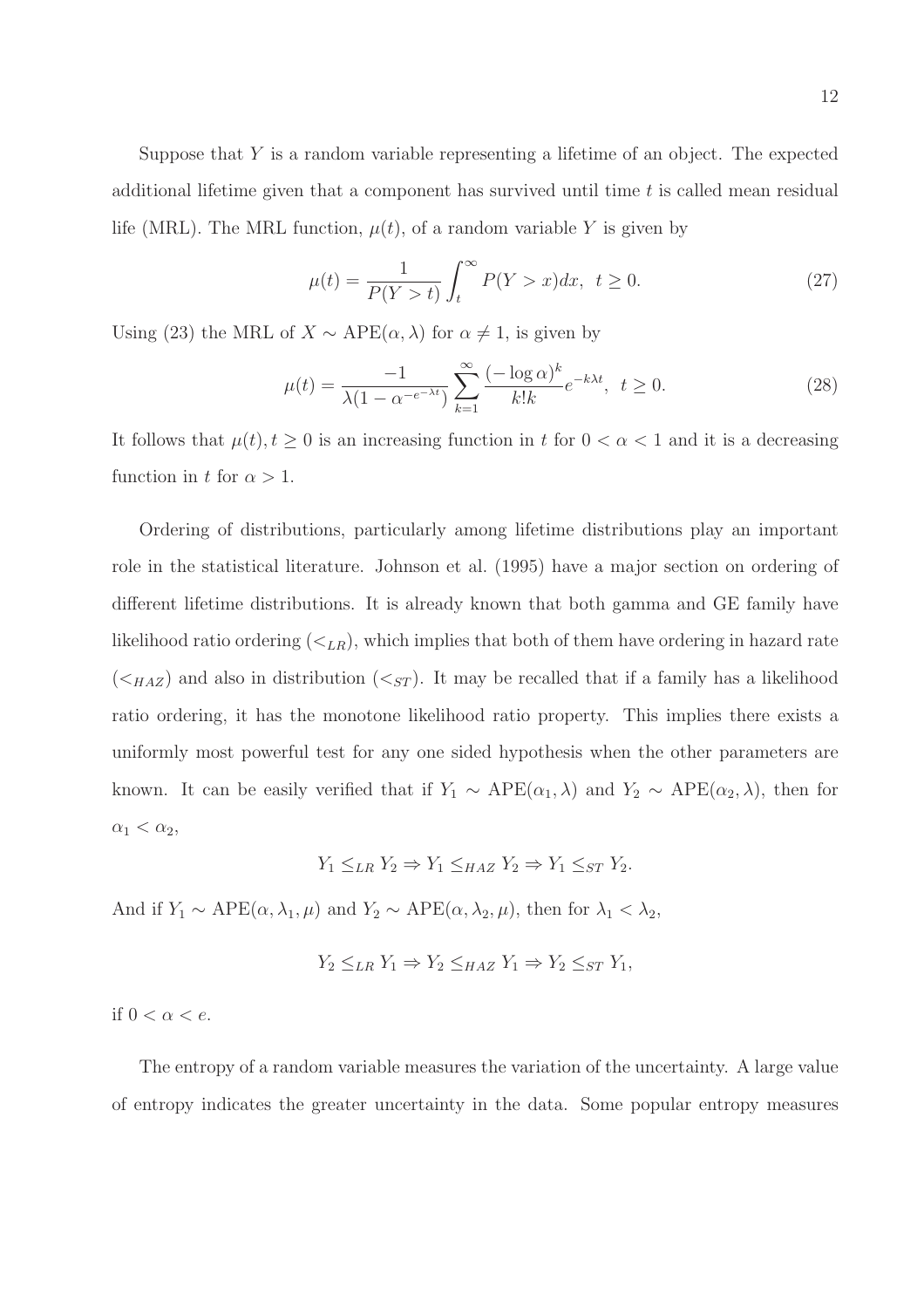Suppose that $Y$ is a random variable representing a lifetime of an object. The expected additional lifetime given that a component has survived until time $t$ is called mean residual life (MRL). The MRL function, $\mu(t)$, of a random variable $Y$ is given by

$$\mu(t) = \frac{1}{P(Y > t)} \int_t^{\infty} P(Y > x)dx, \ \ t \geq 0. \tag{27}$$

Using (23) the MRL of $X \sim \text{APE}(\alpha, \lambda)$ for $\alpha \neq 1$, is given by

$$\mu(t) = \frac{-1}{\lambda(1 - \alpha^{-e^{-\lambda t}})} \sum_{k=1}^{\infty} \frac{(-\log \alpha)^k}{k!k} e^{-k\lambda t}, \ \ t \geq 0. \tag{28}$$

It follows that $\mu(t), t \geq 0$ is an increasing function in $t$ for $0 < \alpha < 1$ and it is a decreasing function in $t$ for $\alpha > 1$.

Ordering of distributions, particularly among lifetime distributions play an important role in the statistical literature. Johnson et al. (1995) have a major section on ordering of different lifetime distributions. It is already known that both gamma and GE family have likelihood ratio ordering ($<_{LR}$), which implies that both of them have ordering in hazard rate ($<_{HAZ}$) and also in distribution ($<_{ST}$). It may be recalled that if a family has a likelihood ratio ordering, it has the monotone likelihood ratio property. This implies there exists a uniformly most powerful test for any one sided hypothesis when the other parameters are known. It can be easily verified that if $Y_1 \sim \text{APE}(\alpha_1, \lambda)$ and $Y_2 \sim \text{APE}(\alpha_2, \lambda)$, then for $\alpha_1 < \alpha_2$,

$$Y_1 \leq_{LR} Y_2 \Rightarrow Y_1 \leq_{HAZ} Y_2 \Rightarrow Y_1 \leq_{ST} Y_2.$$

And if $Y_1 \sim \text{APE}(\alpha, \lambda_1, \mu)$ and $Y_2 \sim \text{APE}(\alpha, \lambda_2, \mu)$, then for $\lambda_1 < \lambda_2$,

$$Y_2 \leq_{LR} Y_1 \Rightarrow Y_2 \leq_{HAZ} Y_1 \Rightarrow Y_2 \leq_{ST} Y_1,$$

if $0 < \alpha < e$.

The entropy of a random variable measures the variation of the uncertainty. A large value of entropy indicates the greater uncertainty in the data. Some popular entropy measures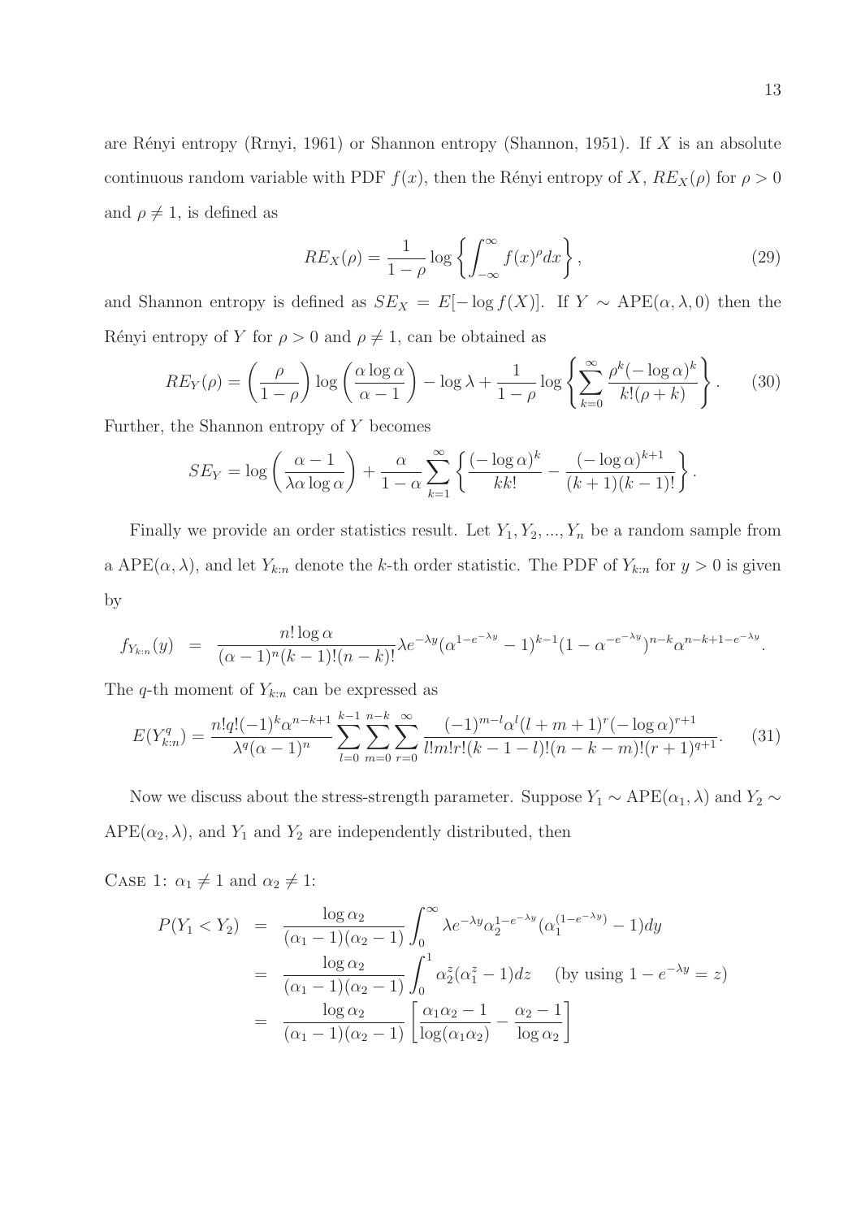are Rényi entropy (Rrnyi, 1961) or Shannon entropy (Shannon, 1951). If $X$ is an absolute continuous random variable with PDF $f(x)$, then the Rényi entropy of $X$, $RE_X(\rho)$ for $\rho > 0$ and $\rho \neq 1$, is defined as

$$RE_X(\rho) = \frac{1}{1-\rho} \log \left\{ \int_{-\infty}^{\infty} f(x)^{\rho} dx \right\}, \tag{29}$$

and Shannon entropy is defined as $SE_X = E[-\log f(X)]$. If $Y \sim \text{APE}(\alpha, \lambda, 0)$ then the Rényi entropy of $Y$ for $\rho > 0$ and $\rho \neq 1$, can be obtained as

$$RE_Y(\rho) = \left(\frac{\rho}{1-\rho}\right) \log\left(\frac{\alpha \log \alpha}{\alpha - 1}\right) - \log \lambda + \frac{1}{1-\rho} \log \left\{ \sum_{k=0}^{\infty} \frac{\rho^k (-\log \alpha)^k}{k!(\rho + k)} \right\}. \tag{30}$$

Further, the Shannon entropy of $Y$ becomes

$$SE_Y = \log\left(\frac{\alpha - 1}{\lambda \alpha \log \alpha}\right) + \frac{\alpha}{1-\alpha} \sum_{k=1}^{\infty} \left\{ \frac{(-\log \alpha)^k}{k k!} - \frac{(-\log \alpha)^{k+1}}{(k+1)(k-1)!} \right\}.$$

Finally we provide an order statistics result. Let $Y_1, Y_2, ..., Y_n$ be a random sample from a $\text{APE}(\alpha, \lambda)$, and let $Y_{k:n}$ denote the $k$-th order statistic. The PDF of $Y_{k:n}$ for $y > 0$ is given by

$$f_{Y_{k:n}}(y) = \frac{n! \log \alpha}{(\alpha - 1)^n (k-1)!(n-k)!} \lambda e^{-\lambda y} (\alpha^{1 - e^{-\lambda y}} - 1)^{k-1} (1 - \alpha^{-e^{-\lambda y}})^{n-k} \alpha^{n-k+1-e^{-\lambda y}}.$$

The $q$-th moment of $Y_{k:n}$ can be expressed as

$$E(Y_{k:n}^q) = \frac{n! q! (-1)^k \alpha^{n-k+1}}{\lambda^q (\alpha - 1)^n} \sum_{l=0}^{k-1} \sum_{m=0}^{n-k} \sum_{r=0}^{\infty} \frac{(-1)^{m-l} \alpha^l (l+m+1)^r (-\log \alpha)^{r+1}}{l! m! r! (k-1-l)!(n-k-m)!(r+1)^{q+1}}. \tag{31}$$

Now we discuss about the stress-strength parameter. Suppose $Y_1 \sim \text{APE}(\alpha_1, \lambda)$ and $Y_2 \sim \text{APE}(\alpha_2, \lambda)$, and $Y_1$ and $Y_2$ are independently distributed, then

Case 1: $\alpha_1 \neq 1$ and $\alpha_2 \neq 1$:

$$\begin{aligned}
P(Y_1 < Y_2) &= \frac{\log \alpha_2}{(\alpha_1 - 1)(\alpha_2 - 1)} \int_0^{\infty} \lambda e^{-\lambda y} \alpha_2^{1 - e^{-\lambda y}} (\alpha_1^{(1 - e^{-\lambda y})} - 1) dy \\
&= \frac{\log \alpha_2}{(\alpha_1 - 1)(\alpha_2 - 1)} \int_0^1 \alpha_2^z (\alpha_1^z - 1) dz \quad \text{(by using } 1 - e^{-\lambda y} = z\text{)} \\
&= \frac{\log \alpha_2}{(\alpha_1 - 1)(\alpha_2 - 1)} \left[ \frac{\alpha_1 \alpha_2 - 1}{\log(\alpha_1 \alpha_2)} - \frac{\alpha_2 - 1}{\log \alpha_2} \right]
\end{aligned}$$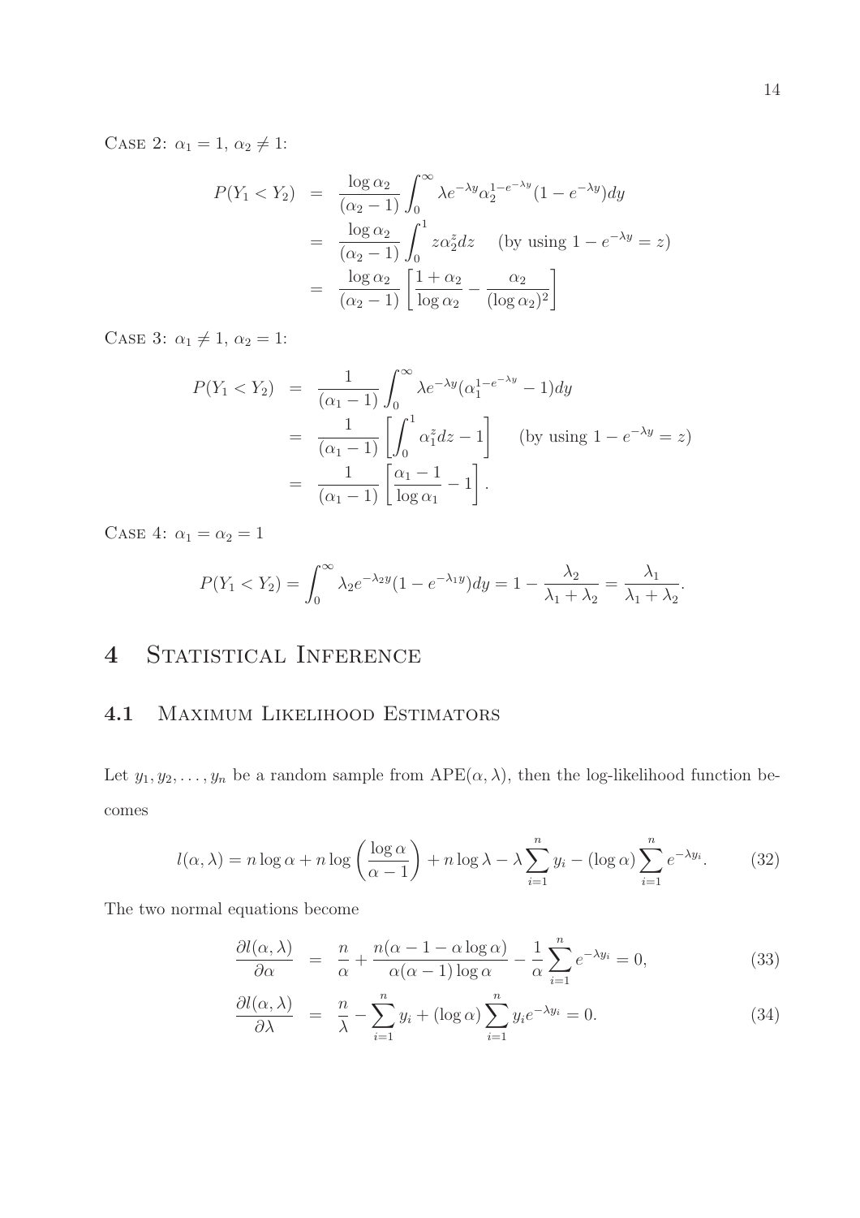Case 2: $\alpha_1 = 1$, $\alpha_2 \neq 1$:

$$
\begin{aligned}
P(Y_1 < Y_2) &= \frac{\log \alpha_2}{(\alpha_2 - 1)} \int_0^\infty \lambda e^{-\lambda y} \alpha_2^{1-e^{-\lambda y}} (1 - e^{-\lambda y}) dy \\
&= \frac{\log \alpha_2}{(\alpha_2 - 1)} \int_0^1 z \alpha_2^z dz \quad \text{(by using } 1 - e^{-\lambda y} = z\text{)} \\
&= \frac{\log \alpha_2}{(\alpha_2 - 1)} \left[ \frac{1 + \alpha_2}{\log \alpha_2} - \frac{\alpha_2}{(\log \alpha_2)^2} \right]
\end{aligned}
$$

Case 3: $\alpha_1 \neq 1$, $\alpha_2 = 1$:

$$
\begin{aligned}
P(Y_1 < Y_2) &= \frac{1}{(\alpha_1 - 1)} \int_0^\infty \lambda e^{-\lambda y} (\alpha_1^{1-e^{-\lambda y}} - 1) dy \\
&= \frac{1}{(\alpha_1 - 1)} \left[ \int_0^1 \alpha_1^z dz - 1 \right] \quad \text{(by using } 1 - e^{-\lambda y} = z\text{)} \\
&= \frac{1}{(\alpha_1 - 1)} \left[ \frac{\alpha_1 - 1}{\log \alpha_1} - 1 \right].
\end{aligned}
$$

Case 4: $\alpha_1 = \alpha_2 = 1$

$$
P(Y_1 < Y_2) = \int_0^\infty \lambda_2 e^{-\lambda_2 y} (1 - e^{-\lambda_1 y}) dy = 1 - \frac{\lambda_2}{\lambda_1 + \lambda_2} = \frac{\lambda_1}{\lambda_1 + \lambda_2}.
$$

# 4 Statistical Inference

## 4.1 Maximum Likelihood Estimators

Let $y_1, y_2, \ldots, y_n$ be a random sample from $\text{APE}(\alpha, \lambda)$, then the log-likelihood function becomes

$$
l(\alpha, \lambda) = n \log \alpha + n \log \left( \frac{\log \alpha}{\alpha - 1} \right) + n \log \lambda - \lambda \sum_{i=1}^n y_i - (\log \alpha) \sum_{i=1}^n e^{-\lambda y_i}. \tag{32}
$$

The two normal equations become

$$
\frac{\partial l(\alpha, \lambda)}{\partial \alpha} = \frac{n}{\alpha} + \frac{n(\alpha - 1 - \alpha \log \alpha)}{\alpha(\alpha - 1) \log \alpha} - \frac{1}{\alpha} \sum_{i=1}^n e^{-\lambda y_i} = 0, \tag{33}
$$

$$
\frac{\partial l(\alpha, \lambda)}{\partial \lambda} = \frac{n}{\lambda} - \sum_{i=1}^n y_i + (\log \alpha) \sum_{i=1}^n y_i e^{-\lambda y_i} = 0. \tag{34}
$$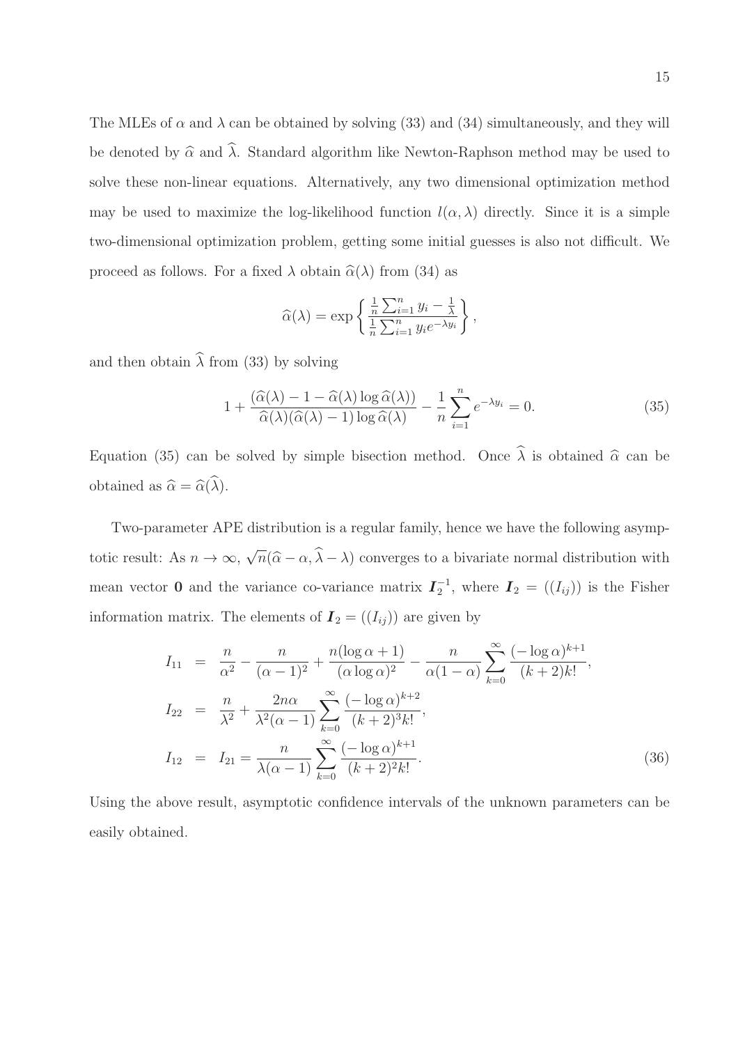The MLEs of $\alpha$ and $\lambda$ can be obtained by solving (33) and (34) simultaneously, and they will be denoted by $\widehat{\alpha}$ and $\widehat{\lambda}$. Standard algorithm like Newton-Raphson method may be used to solve these non-linear equations. Alternatively, any two dimensional optimization method may be used to maximize the log-likelihood function $l(\alpha, \lambda)$ directly. Since it is a simple two-dimensional optimization problem, getting some initial guesses is also not difficult. We proceed as follows. For a fixed $\lambda$ obtain $\widehat{\alpha}(\lambda)$ from (34) as

$$\widehat{\alpha}(\lambda) = \exp\left\{ \frac{\frac{1}{n}\sum_{i=1}^{n} y_i - \frac{1}{\lambda}}{\frac{1}{n}\sum_{i=1}^{n} y_i e^{-\lambda y_i}} \right\},$$

and then obtain $\widehat{\lambda}$ from (33) by solving

$$1 + \frac{(\widehat{\alpha}(\lambda) - 1 - \widehat{\alpha}(\lambda)\log\widehat{\alpha}(\lambda))}{\widehat{\alpha}(\lambda)(\widehat{\alpha}(\lambda) - 1)\log\widehat{\alpha}(\lambda)} - \frac{1}{n}\sum_{i=1}^{n} e^{-\lambda y_i} = 0. \tag{35}$$

Equation (35) can be solved by simple bisection method. Once $\widehat{\lambda}$ is obtained $\widehat{\alpha}$ can be obtained as $\widehat{\alpha} = \widehat{\alpha}(\widehat{\lambda})$.

Two-parameter APE distribution is a regular family, hence we have the following asymptotic result: As $n \to \infty$, $\sqrt{n}(\widehat{\alpha} - \alpha, \widehat{\lambda} - \lambda)$ converges to a bivariate normal distribution with mean vector $\mathbf{0}$ and the variance co-variance matrix $\boldsymbol{I}_2^{-1}$, where $\boldsymbol{I}_2 = ((I_{ij}))$ is the Fisher information matrix. The elements of $\boldsymbol{I}_2 = ((I_{ij}))$ are given by

$$\begin{aligned}
I_{11} &= \frac{n}{\alpha^2} - \frac{n}{(\alpha-1)^2} + \frac{n(\log\alpha + 1)}{(\alpha\log\alpha)^2} - \frac{n}{\alpha(1-\alpha)}\sum_{k=0}^{\infty}\frac{(-\log\alpha)^{k+1}}{(k+2)k!}, \\
I_{22} &= \frac{n}{\lambda^2} + \frac{2n\alpha}{\lambda^2(\alpha-1)}\sum_{k=0}^{\infty}\frac{(-\log\alpha)^{k+2}}{(k+2)^3 k!}, \\
I_{12} &= I_{21} = \frac{n}{\lambda(\alpha-1)}\sum_{k=0}^{\infty}\frac{(-\log\alpha)^{k+1}}{(k+2)^2 k!}.
\end{aligned} \tag{36}$$

Using the above result, asymptotic confidence intervals of the unknown parameters can be easily obtained.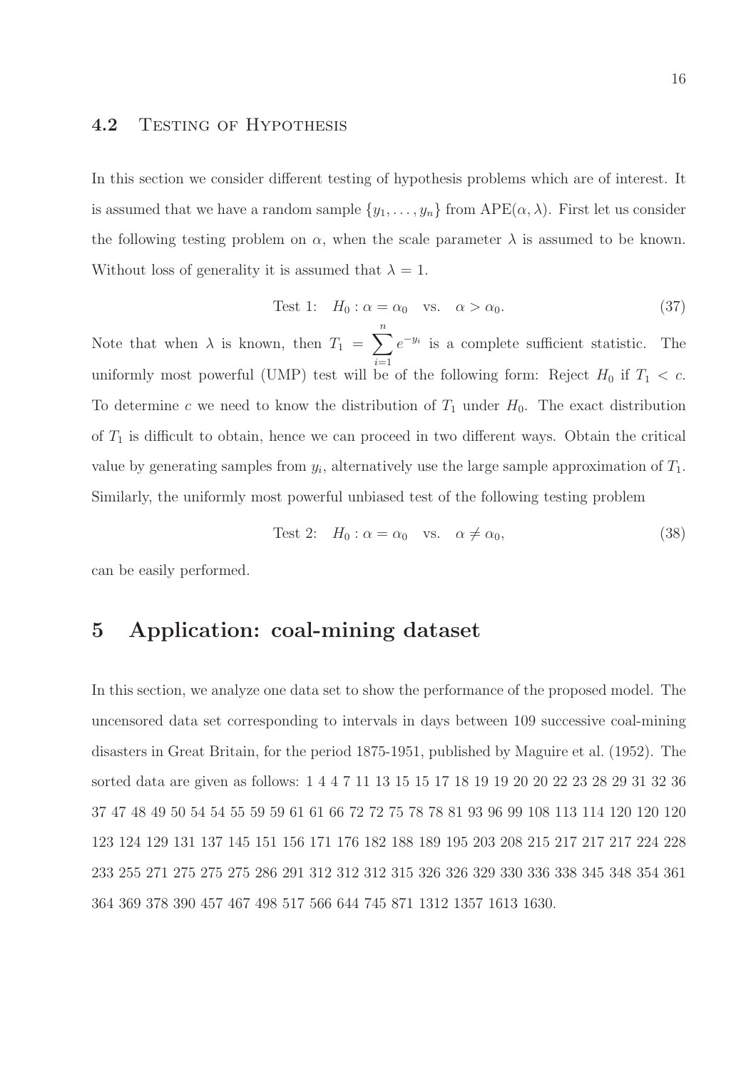### 4.2 Testing of Hypothesis

In this section we consider different testing of hypothesis problems which are of interest. It is assumed that we have a random sample $\{y_1, \ldots, y_n\}$ from $\text{APE}(\alpha, \lambda)$. First let us consider the following testing problem on $\alpha$, when the scale parameter $\lambda$ is assumed to be known. Without loss of generality it is assumed that $\lambda = 1$.

$$\text{Test 1:} \quad H_0 : \alpha = \alpha_0 \quad \text{vs.} \quad \alpha > \alpha_0. \tag{37}$$

Note that when $\lambda$ is known, then $T_1 = \sum_{i=1}^{n} e^{-y_i}$ is a complete sufficient statistic. The uniformly most powerful (UMP) test will be of the following form: Reject $H_0$ if $T_1 < c$. To determine $c$ we need to know the distribution of $T_1$ under $H_0$. The exact distribution of $T_1$ is difficult to obtain, hence we can proceed in two different ways. Obtain the critical value by generating samples from $y_i$, alternatively use the large sample approximation of $T_1$. Similarly, the uniformly most powerful unbiased test of the following testing problem

$$\text{Test 2:} \quad H_0 : \alpha = \alpha_0 \quad \text{vs.} \quad \alpha \neq \alpha_0, \tag{38}$$

can be easily performed.

## 5 Application: coal-mining dataset

In this section, we analyze one data set to show the performance of the proposed model. The uncensored data set corresponding to intervals in days between 109 successive coal-mining disasters in Great Britain, for the period 1875-1951, published by Maguire et al. (1952). The sorted data are given as follows: 1 4 4 7 11 13 15 15 17 18 19 19 20 20 22 23 28 29 31 32 36 37 47 48 49 50 54 54 55 59 59 61 61 66 72 72 75 78 78 81 93 96 99 108 113 114 120 120 120 123 124 129 131 137 145 151 156 171 176 182 188 189 195 203 208 215 217 217 217 224 228 233 255 271 275 275 275 286 291 312 312 312 315 326 326 329 330 336 338 345 348 354 361 364 369 378 390 457 467 498 517 566 644 745 871 1312 1357 1613 1630.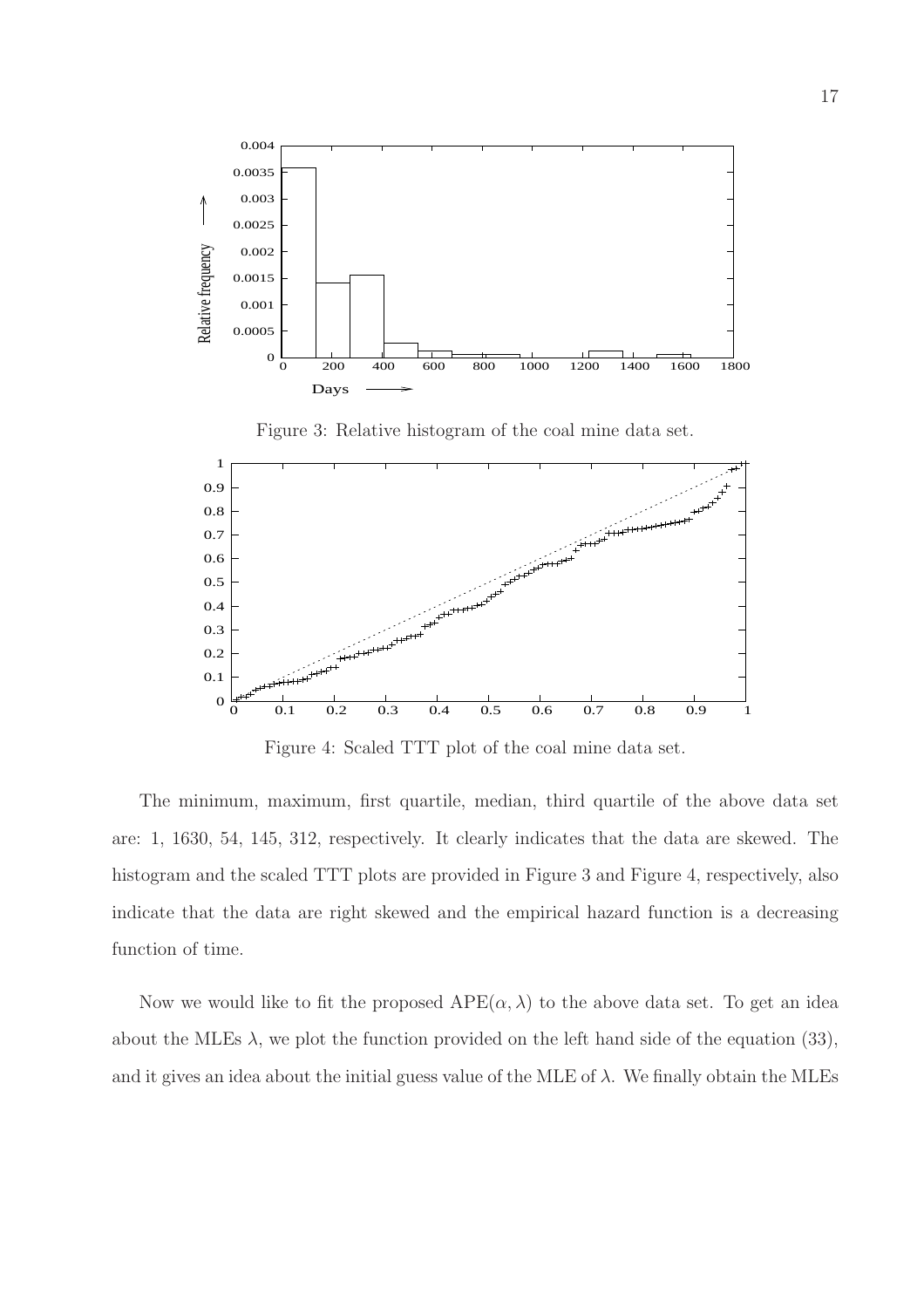Figure 3: Relative histogram of the coal mine data set.

Figure 4: Scaled TTT plot of the coal mine data set.

The minimum, maximum, first quartile, median, third quartile of the above data set are: 1, 1630, 54, 145, 312, respectively. It clearly indicates that the data are skewed. The histogram and the scaled TTT plots are provided in Figure 3 and Figure 4, respectively, also indicate that the data are right skewed and the empirical hazard function is a decreasing function of time.

Now we would like to fit the proposed APE$(\alpha, \lambda)$ to the above data set. To get an idea about the MLEs $\lambda$, we plot the function provided on the left hand side of the equation (33), and it gives an idea about the initial guess value of the MLE of $\lambda$. We finally obtain the MLEs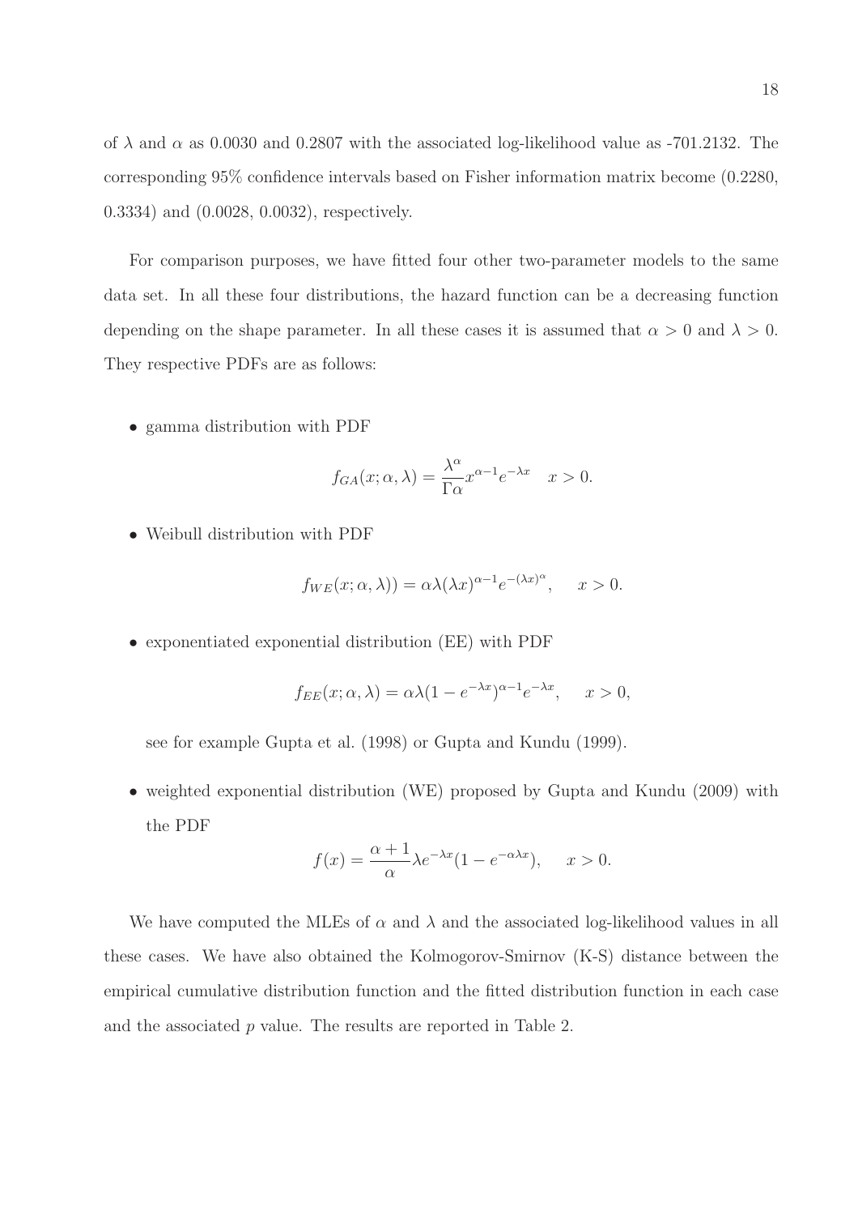of $\lambda$ and $\alpha$ as 0.0030 and 0.2807 with the associated log-likelihood value as -701.2132. The corresponding 95% confidence intervals based on Fisher information matrix become (0.2280, 0.3334) and (0.0028, 0.0032), respectively.

For comparison purposes, we have fitted four other two-parameter models to the same data set. In all these four distributions, the hazard function can be a decreasing function depending on the shape parameter. In all these cases it is assumed that $\alpha > 0$ and $\lambda > 0$. They respective PDFs are as follows:

- gamma distribution with PDF

$$f_{GA}(x; \alpha, \lambda) = \frac{\lambda^\alpha}{\Gamma \alpha} x^{\alpha-1} e^{-\lambda x} \quad x > 0.$$

- Weibull distribution with PDF

$$f_{WE}(x; \alpha, \lambda)) = \alpha \lambda (\lambda x)^{\alpha-1} e^{-(\lambda x)^\alpha}, \quad x > 0.$$

- exponentiated exponential distribution (EE) with PDF

$$f_{EE}(x; \alpha, \lambda) = \alpha \lambda (1 - e^{-\lambda x})^{\alpha-1} e^{-\lambda x}, \quad x > 0,$$

  see for example Gupta et al. (1998) or Gupta and Kundu (1999).

- weighted exponential distribution (WE) proposed by Gupta and Kundu (2009) with the PDF

$$f(x) = \frac{\alpha + 1}{\alpha} \lambda e^{-\lambda x} (1 - e^{-\alpha \lambda x}), \quad x > 0.$$

We have computed the MLEs of $\alpha$ and $\lambda$ and the associated log-likelihood values in all these cases. We have also obtained the Kolmogorov-Smirnov (K-S) distance between the empirical cumulative distribution function and the fitted distribution function in each case and the associated $p$ value. The results are reported in Table 2.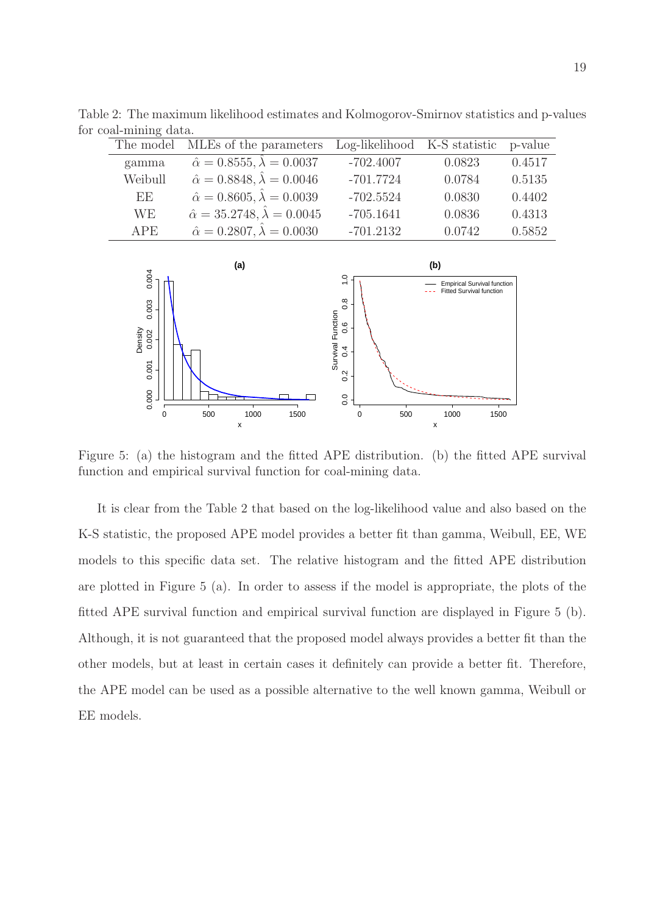Table 2: The maximum likelihood estimates and Kolmogorov-Smirnov statistics and p-values for coal-mining data.

| The model | MLEs of the parameters | Log-likelihood | K-S statistic | p-value |
|---|---|---|---|---|
| gamma | $\hat{\alpha} = 0.8555, \hat{\lambda} = 0.0037$ | -702.4007 | 0.0823 | 0.4517 |
| Weibull | $\hat{\alpha} = 0.8848, \hat{\lambda} = 0.0046$ | -701.7724 | 0.0784 | 0.5135 |
| EE | $\hat{\alpha} = 0.8605, \hat{\lambda} = 0.0039$ | -702.5524 | 0.0830 | 0.4402 |
| WE | $\hat{\alpha} = 35.2748, \hat{\lambda} = 0.0045$ | -705.1641 | 0.0836 | 0.4313 |
| APE | $\hat{\alpha} = 0.2807, \hat{\lambda} = 0.0030$ | -701.2132 | 0.0742 | 0.5852 |

Figure 5: (a) the histogram and the fitted APE distribution. (b) the fitted APE survival function and empirical survival function for coal-mining data.

It is clear from the Table 2 that based on the log-likelihood value and also based on the K-S statistic, the proposed APE model provides a better fit than gamma, Weibull, EE, WE models to this specific data set. The relative histogram and the fitted APE distribution are plotted in Figure 5 (a). In order to assess if the model is appropriate, the plots of the fitted APE survival function and empirical survival function are displayed in Figure 5 (b). Although, it is not guaranteed that the proposed model always provides a better fit than the other models, but at least in certain cases it definitely can provide a better fit. Therefore, the APE model can be used as a possible alternative to the well known gamma, Weibull or EE models.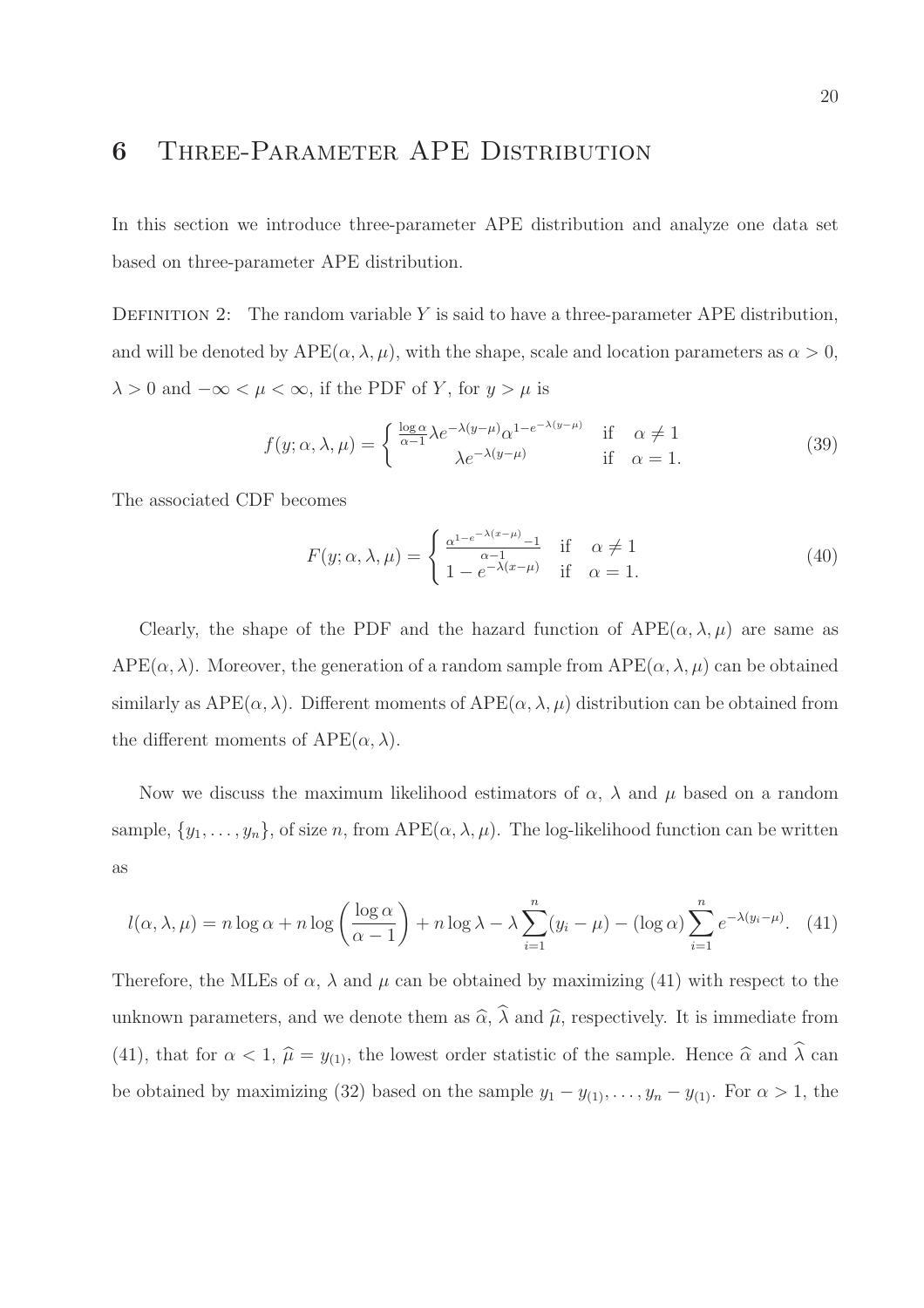# 6 Three-Parameter APE Distribution

In this section we introduce three-parameter APE distribution and analyze one data set based on three-parameter APE distribution.

Definition 2: The random variable $Y$ is said to have a three-parameter APE distribution, and will be denoted by $\text{APE}(\alpha, \lambda, \mu)$, with the shape, scale and location parameters as $\alpha > 0$, $\lambda > 0$ and $-\infty < \mu < \infty$, if the PDF of $Y$, for $y > \mu$ is

$$
f(y; \alpha, \lambda, \mu) = \begin{cases} \frac{\log \alpha}{\alpha - 1} \lambda e^{-\lambda(y-\mu)} \alpha^{1-e^{-\lambda(y-\mu)}} & \text{if} \quad \alpha \neq 1 \\ \lambda e^{-\lambda(y-\mu)} & \text{if} \quad \alpha = 1. \end{cases} \tag{39}
$$

The associated CDF becomes

$$
F(y; \alpha, \lambda, \mu) = \begin{cases} \frac{\alpha^{1-e^{-\lambda(x-\mu)}} - 1}{\alpha - 1} & \text{if} \quad \alpha \neq 1 \\ 1 - e^{-\lambda(x-\mu)} & \text{if} \quad \alpha = 1. \end{cases} \tag{40}
$$

Clearly, the shape of the PDF and the hazard function of $\text{APE}(\alpha, \lambda, \mu)$ are same as $\text{APE}(\alpha, \lambda)$. Moreover, the generation of a random sample from $\text{APE}(\alpha, \lambda, \mu)$ can be obtained similarly as $\text{APE}(\alpha, \lambda)$. Different moments of $\text{APE}(\alpha, \lambda, \mu)$ distribution can be obtained from the different moments of $\text{APE}(\alpha, \lambda)$.

Now we discuss the maximum likelihood estimators of $\alpha$, $\lambda$ and $\mu$ based on a random sample, $\{y_1, \ldots, y_n\}$, of size $n$, from $\text{APE}(\alpha, \lambda, \mu)$. The log-likelihood function can be written as

$$
l(\alpha, \lambda, \mu) = n \log \alpha + n \log \left( \frac{\log \alpha}{\alpha - 1} \right) + n \log \lambda - \lambda \sum_{i=1}^{n} (y_i - \mu) - (\log \alpha) \sum_{i=1}^{n} e^{-\lambda(y_i - \mu)}. \tag{41}
$$

Therefore, the MLEs of $\alpha$, $\lambda$ and $\mu$ can be obtained by maximizing (41) with respect to the unknown parameters, and we denote them as $\widehat{\alpha}$, $\widehat{\lambda}$ and $\widehat{\mu}$, respectively. It is immediate from (41), that for $\alpha < 1$, $\widehat{\mu} = y_{(1)}$, the lowest order statistic of the sample. Hence $\widehat{\alpha}$ and $\widehat{\lambda}$ can be obtained by maximizing (32) based on the sample $y_1 - y_{(1)}, \ldots, y_n - y_{(1)}$. For $\alpha > 1$, the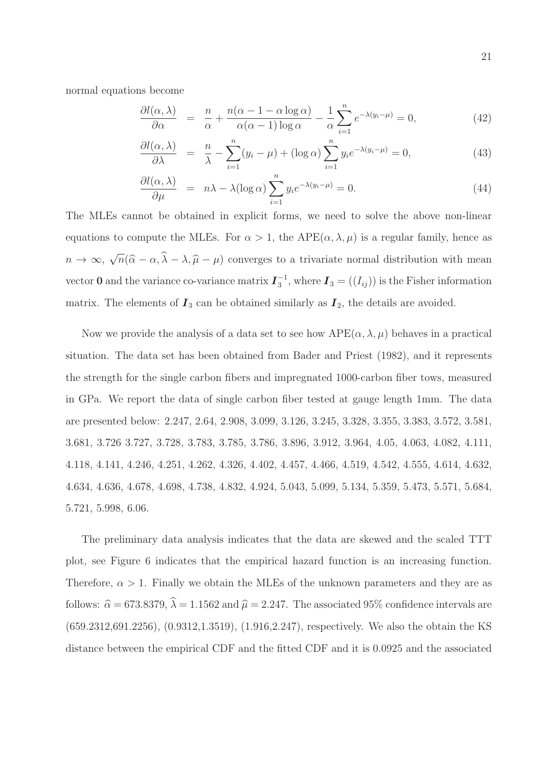normal equations become

$$\frac{\partial l(\alpha,\lambda)}{\partial \alpha} = \frac{n}{\alpha} + \frac{n(\alpha - 1 - \alpha\log\alpha)}{\alpha(\alpha-1)\log\alpha} - \frac{1}{\alpha}\sum_{i=1}^{n} e^{-\lambda(y_i-\mu)} = 0, \tag{42}$$

$$\frac{\partial l(\alpha,\lambda)}{\partial \lambda} = \frac{n}{\lambda} - \sum_{i=1}^{n}(y_i-\mu) + (\log\alpha)\sum_{i=1}^{n} y_i e^{-\lambda(y_i-\mu)} = 0, \tag{43}$$

$$\frac{\partial l(\alpha,\lambda)}{\partial \mu} = n\lambda - \lambda(\log\alpha)\sum_{i=1}^{n} y_i e^{-\lambda(y_i-\mu)} = 0. \tag{44}$$

The MLEs cannot be obtained in explicit forms, we need to solve the above non-linear equations to compute the MLEs. For $\alpha > 1$, the $\text{APE}(\alpha,\lambda,\mu)$ is a regular family, hence as $n \to \infty$, $\sqrt{n}(\widehat{\alpha}-\alpha, \widehat{\lambda}-\lambda, \widehat{\mu}-\mu)$ converges to a trivariate normal distribution with mean vector $\mathbf{0}$ and the variance co-variance matrix $\boldsymbol{I}_3^{-1}$, where $\boldsymbol{I}_3 = ((I_{ij}))$ is the Fisher information matrix. The elements of $\boldsymbol{I}_3$ can be obtained similarly as $\boldsymbol{I}_2$, the details are avoided.

Now we provide the analysis of a data set to see how $\text{APE}(\alpha,\lambda,\mu)$ behaves in a practical situation. The data set has been obtained from Bader and Priest (1982), and it represents the strength for the single carbon fibers and impregnated 1000-carbon fiber tows, measured in GPa. We report the data of single carbon fiber tested at gauge length 1mm. The data are presented below: 2.247, 2.64, 2.908, 3.099, 3.126, 3.245, 3.328, 3.355, 3.383, 3.572, 3.581, 3.681, 3.726 3.727, 3.728, 3.783, 3.785, 3.786, 3.896, 3.912, 3.964, 4.05, 4.063, 4.082, 4.111, 4.118, 4.141, 4.246, 4.251, 4.262, 4.326, 4.402, 4.457, 4.466, 4.519, 4.542, 4.555, 4.614, 4.632, 4.634, 4.636, 4.678, 4.698, 4.738, 4.832, 4.924, 5.043, 5.099, 5.134, 5.359, 5.473, 5.571, 5.684, 5.721, 5.998, 6.06.

The preliminary data analysis indicates that the data are skewed and the scaled TTT plot, see Figure 6 indicates that the empirical hazard function is an increasing function. Therefore, $\alpha > 1$. Finally we obtain the MLEs of the unknown parameters and they are as follows: $\widehat{\alpha} = 673.8379$, $\widehat{\lambda} = 1.1562$ and $\widehat{\mu} = 2.247$. The associated 95% confidence intervals are (659.2312,691.2256), (0.9312,1.3519), (1.916,2.247), respectively. We also the obtain the KS distance between the empirical CDF and the fitted CDF and it is 0.0925 and the associated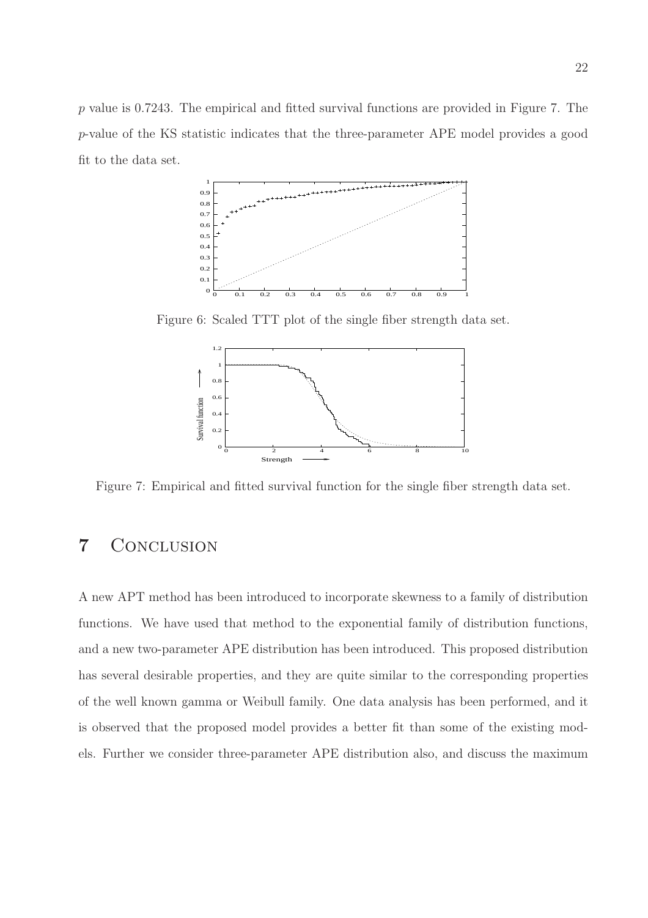$p$ value is 0.7243. The empirical and fitted survival functions are provided in Figure 7. The $p$-value of the KS statistic indicates that the three-parameter APE model provides a good fit to the data set.

Figure 6: Scaled TTT plot of the single fiber strength data set.

Figure 7: Empirical and fitted survival function for the single fiber strength data set.

# 7 Conclusion

A new APT method has been introduced to incorporate skewness to a family of distribution functions. We have used that method to the exponential family of distribution functions, and a new two-parameter APE distribution has been introduced. This proposed distribution has several desirable properties, and they are quite similar to the corresponding properties of the well known gamma or Weibull family. One data analysis has been performed, and it is observed that the proposed model provides a better fit than some of the existing models. Further we consider three-parameter APE distribution also, and discuss the maximum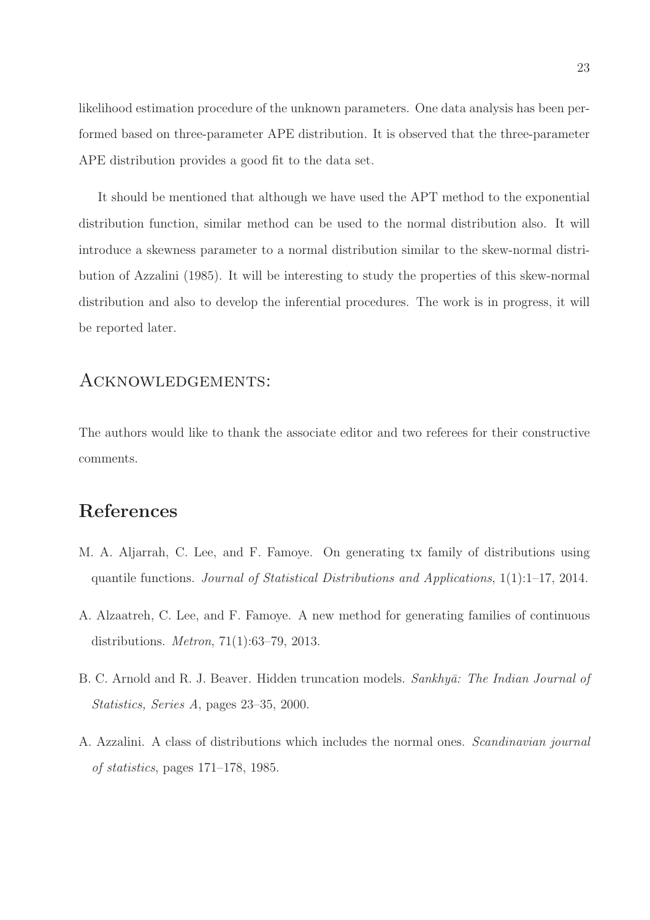likelihood estimation procedure of the unknown parameters. One data analysis has been performed based on three-parameter APE distribution. It is observed that the three-parameter APE distribution provides a good fit to the data set.

It should be mentioned that although we have used the APT method to the exponential distribution function, similar method can be used to the normal distribution also. It will introduce a skewness parameter to a normal distribution similar to the skew-normal distribution of Azzalini (1985). It will be interesting to study the properties of this skew-normal distribution and also to develop the inferential procedures. The work is in progress, it will be reported later.

## Acknowledgements:

The authors would like to thank the associate editor and two referees for their constructive comments.

# References

M. A. Aljarrah, C. Lee, and F. Famoye. On generating tx family of distributions using quantile functions. *Journal of Statistical Distributions and Applications*, 1(1):1–17, 2014.

A. Alzaatreh, C. Lee, and F. Famoye. A new method for generating families of continuous distributions. *Metron*, 71(1):63–79, 2013.

B. C. Arnold and R. J. Beaver. Hidden truncation models. *Sankhyā: The Indian Journal of Statistics, Series A*, pages 23–35, 2000.

A. Azzalini. A class of distributions which includes the normal ones. *Scandinavian journal of statistics*, pages 171–178, 1985.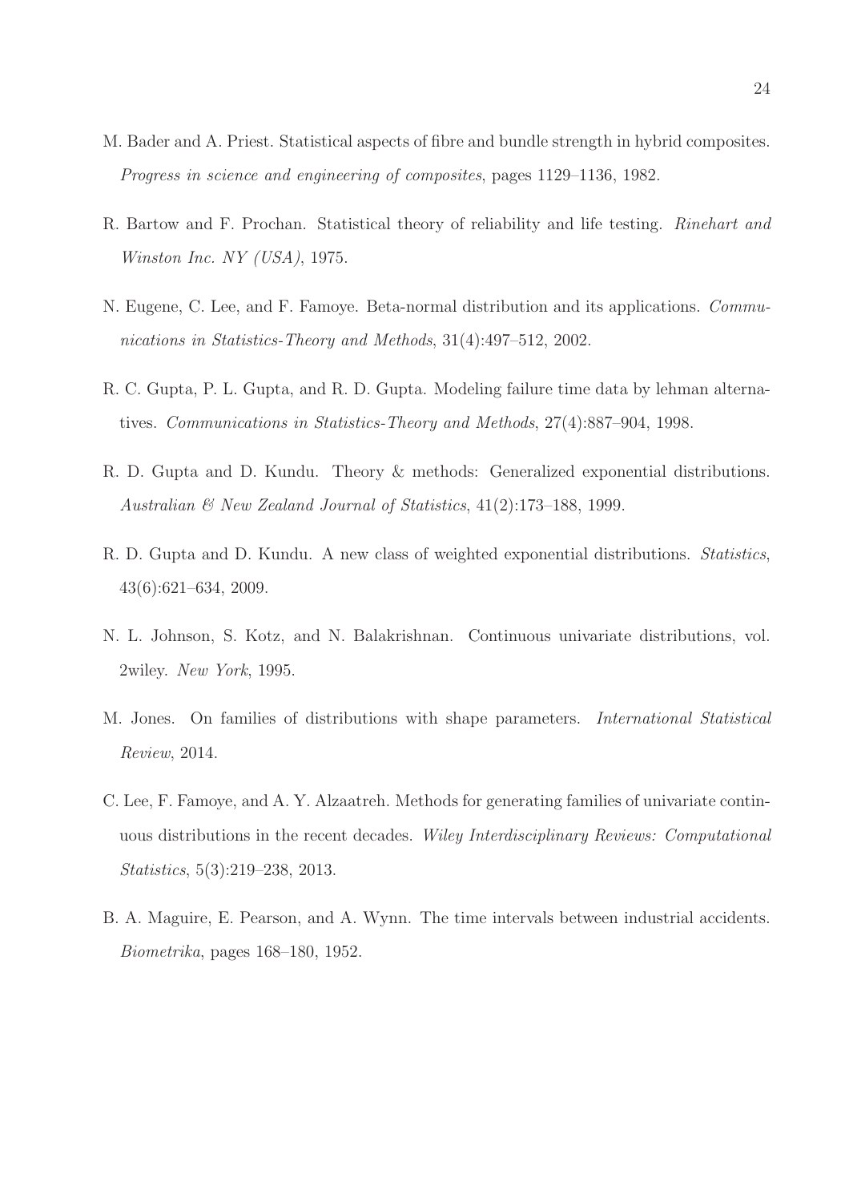M. Bader and A. Priest. Statistical aspects of fibre and bundle strength in hybrid composites. *Progress in science and engineering of composites*, pages 1129–1136, 1982.

R. Bartow and F. Prochan. Statistical theory of reliability and life testing. *Rinehart and Winston Inc. NY (USA)*, 1975.

N. Eugene, C. Lee, and F. Famoye. Beta-normal distribution and its applications. *Communications in Statistics-Theory and Methods*, 31(4):497–512, 2002.

R. C. Gupta, P. L. Gupta, and R. D. Gupta. Modeling failure time data by lehman alternatives. *Communications in Statistics-Theory and Methods*, 27(4):887–904, 1998.

R. D. Gupta and D. Kundu. Theory & methods: Generalized exponential distributions. *Australian & New Zealand Journal of Statistics*, 41(2):173–188, 1999.

R. D. Gupta and D. Kundu. A new class of weighted exponential distributions. *Statistics*, 43(6):621–634, 2009.

N. L. Johnson, S. Kotz, and N. Balakrishnan. Continuous univariate distributions, vol. 2wiley. *New York*, 1995.

M. Jones. On families of distributions with shape parameters. *International Statistical Review*, 2014.

C. Lee, F. Famoye, and A. Y. Alzaatreh. Methods for generating families of univariate continuous distributions in the recent decades. *Wiley Interdisciplinary Reviews: Computational Statistics*, 5(3):219–238, 2013.

B. A. Maguire, E. Pearson, and A. Wynn. The time intervals between industrial accidents. *Biometrika*, pages 168–180, 1952.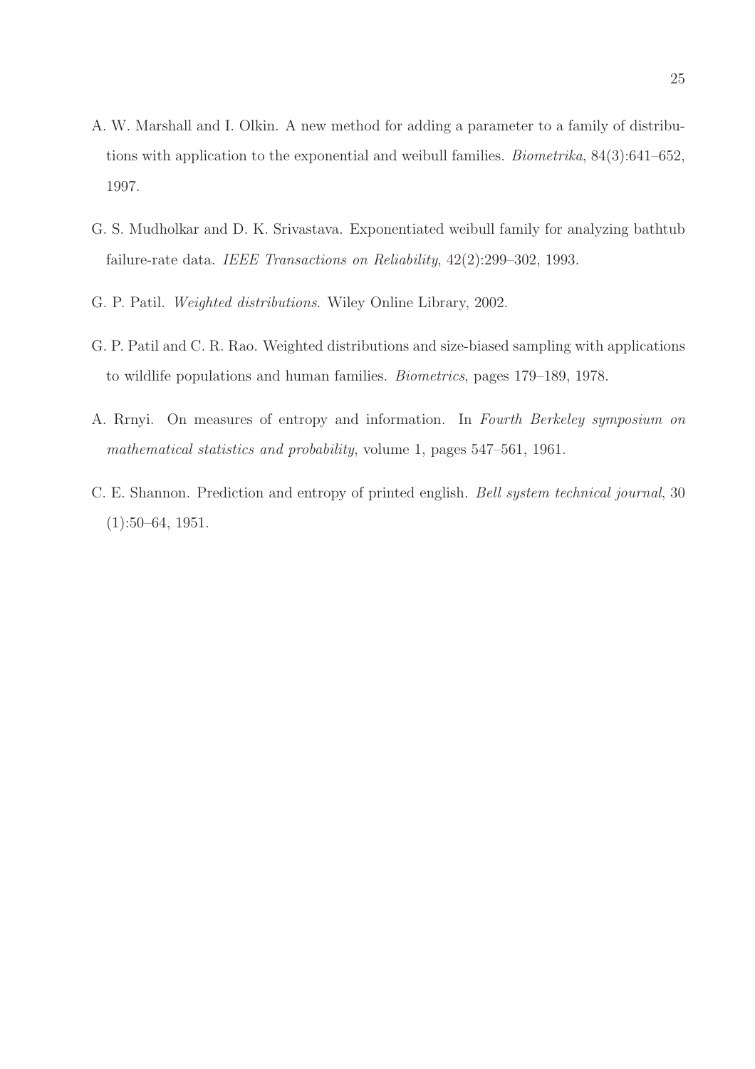A. W. Marshall and I. Olkin. A new method for adding a parameter to a family of distributions with application to the exponential and weibull families. *Biometrika*, 84(3):641–652, 1997.

G. S. Mudholkar and D. K. Srivastava. Exponentiated weibull family for analyzing bathtub failure-rate data. *IEEE Transactions on Reliability*, 42(2):299–302, 1993.

G. P. Patil. *Weighted distributions*. Wiley Online Library, 2002.

G. P. Patil and C. R. Rao. Weighted distributions and size-biased sampling with applications to wildlife populations and human families. *Biometrics*, pages 179–189, 1978.

A. Rrnyi. On measures of entropy and information. In *Fourth Berkeley symposium on mathematical statistics and probability*, volume 1, pages 547–561, 1961.

C. E. Shannon. Prediction and entropy of printed english. *Bell system technical journal*, 30 (1):50–64, 1951.